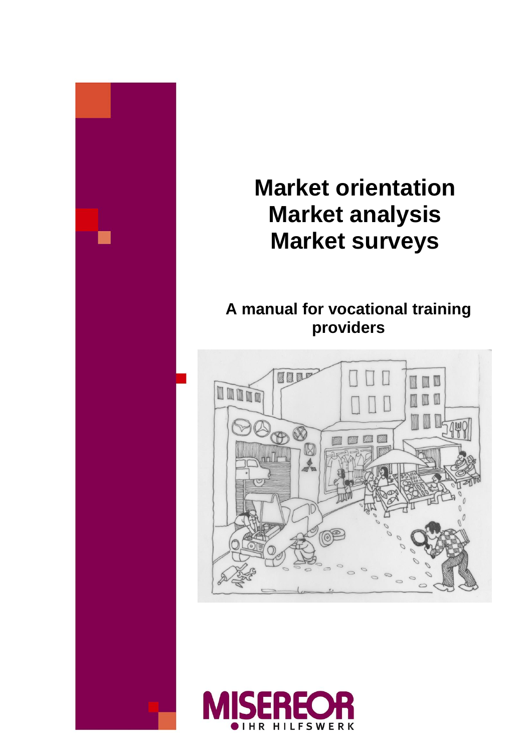# Market orientation
# Market analysis
# Market surveys

## A manual for vocational training providers

MISEREOR
IHR HILFSWERK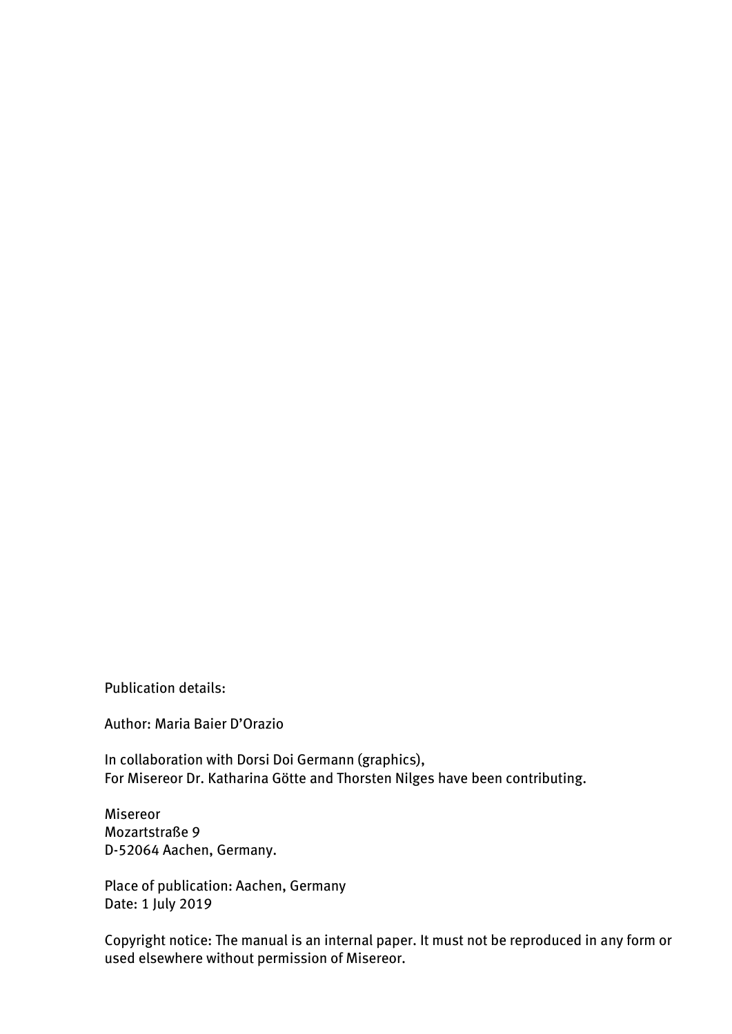Publication details:

Author: Maria Baier D'Orazio

In collaboration with Dorsi Doi Germann (graphics),
For Misereor Dr. Katharina Götte and Thorsten Nilges have been contributing.

Misereor
Mozartstraße 9
D-52064 Aachen, Germany.

Place of publication: Aachen, Germany
Date: 1 July 2019

Copyright notice: The manual is an internal paper. It must not be reproduced in any form or used elsewhere without permission of Misereor.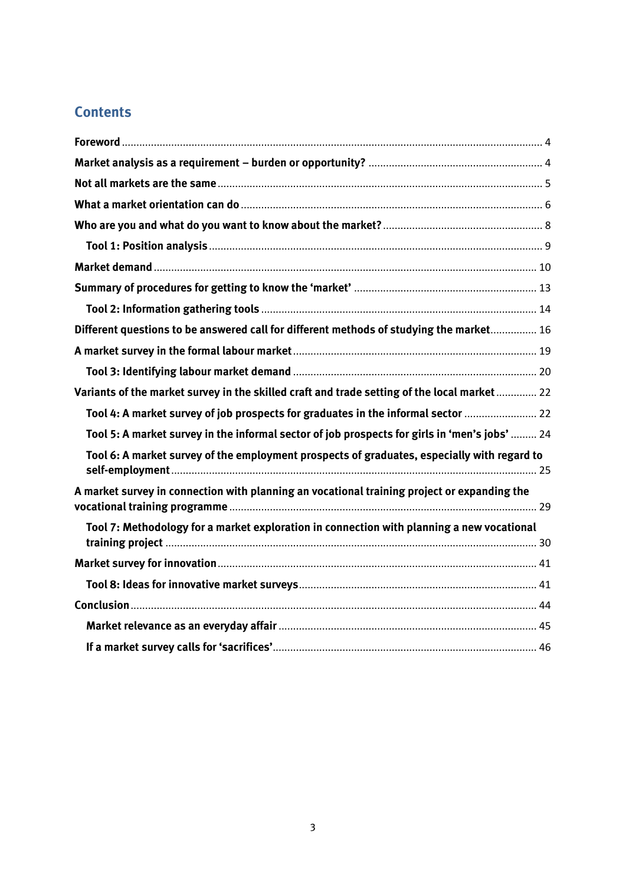## Contents

**Foreword** ... 4

**Market analysis as a requirement – burden or opportunity?** ... 4

**Not all markets are the same** ... 5

**What a market orientation can do** ... 6

**Who are you and what do you want to know about the market?** ... 8

- **Tool 1: Position analysis** ... 9

**Market demand** ... 10

**Summary of procedures for getting to know the 'market'** ... 13

- **Tool 2: Information gathering tools** ... 14

**Different questions to be answered call for different methods of studying the market** ... 16

**A market survey in the formal labour market** ... 19

- **Tool 3: Identifying labour market demand** ... 20

**Variants of the market survey in the skilled craft and trade setting of the local market** ... 22

- **Tool 4: A market survey of job prospects for graduates in the informal sector** ... 22
- **Tool 5: A market survey in the informal sector of job prospects for girls in 'men's jobs'** ... 24
- **Tool 6: A market survey of the employment prospects of graduates, especially with regard to self-employment** ... 25

**A market survey in connection with planning an vocational training project or expanding the vocational training programme** ... 29

- **Tool 7: Methodology for a market exploration in connection with planning a new vocational training project** ... 30

**Market survey for innovation** ... 41

- **Tool 8: Ideas for innovative market surveys** ... 41

**Conclusion** ... 44

- **Market relevance as an everyday affair** ... 45
- **If a market survey calls for 'sacrifices'** ... 46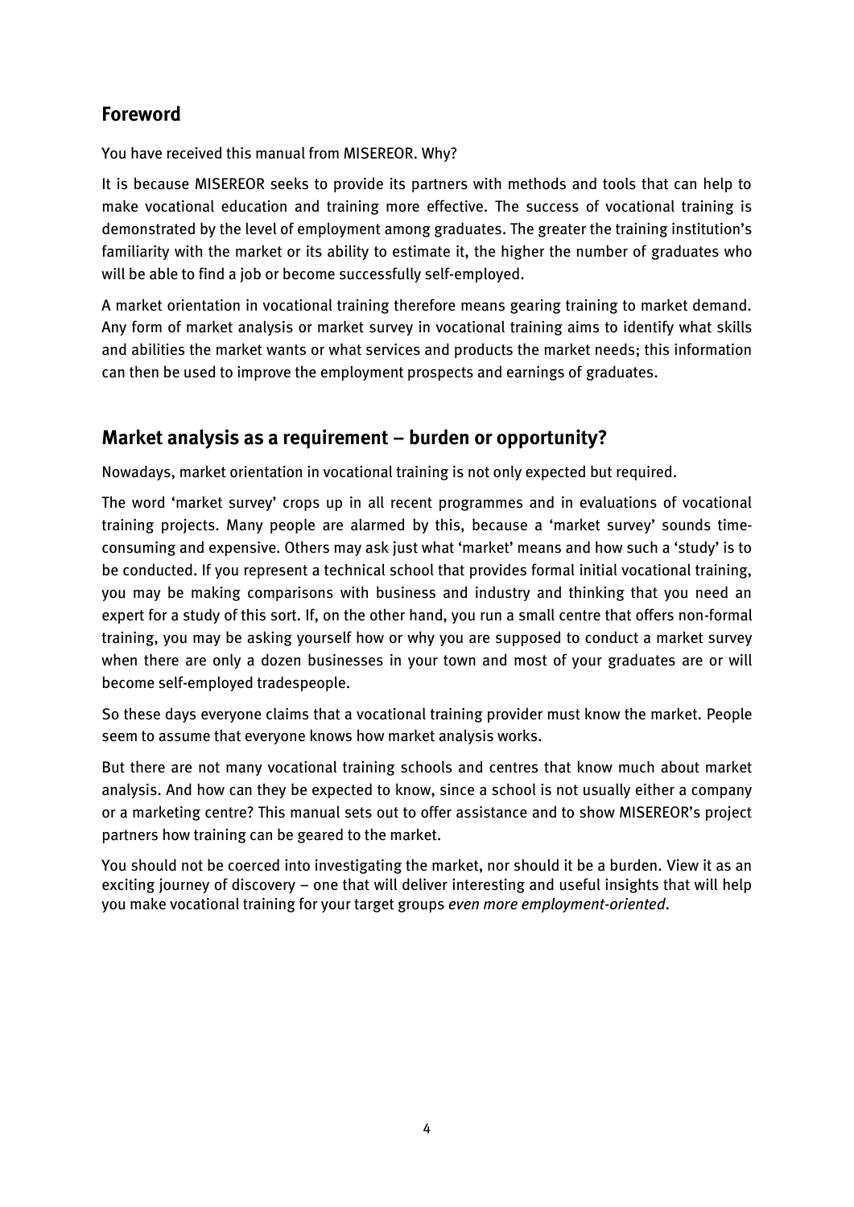## Foreword

You have received this manual from MISEREOR. Why?

It is because MISEREOR seeks to provide its partners with methods and tools that can help to make vocational education and training more effective. The success of vocational training is demonstrated by the level of employment among graduates. The greater the training institution's familiarity with the market or its ability to estimate it, the higher the number of graduates who will be able to find a job or become successfully self-employed.

A market orientation in vocational training therefore means gearing training to market demand. Any form of market analysis or market survey in vocational training aims to identify what skills and abilities the market wants or what services and products the market needs; this information can then be used to improve the employment prospects and earnings of graduates.

## Market analysis as a requirement – burden or opportunity?

Nowadays, market orientation in vocational training is not only expected but required.

The word 'market survey' crops up in all recent programmes and in evaluations of vocational training projects. Many people are alarmed by this, because a 'market survey' sounds time-consuming and expensive. Others may ask just what 'market' means and how such a 'study' is to be conducted. If you represent a technical school that provides formal initial vocational training, you may be making comparisons with business and industry and thinking that you need an expert for a study of this sort. If, on the other hand, you run a small centre that offers non-formal training, you may be asking yourself how or why you are supposed to conduct a market survey when there are only a dozen businesses in your town and most of your graduates are or will become self-employed tradespeople.

So these days everyone claims that a vocational training provider must know the market. People seem to assume that everyone knows how market analysis works.

But there are not many vocational training schools and centres that know much about market analysis. And how can they be expected to know, since a school is not usually either a company or a marketing centre? This manual sets out to offer assistance and to show MISEREOR's project partners how training can be geared to the market.

You should not be coerced into investigating the market, nor should it be a burden. View it as an exciting journey of discovery – one that will deliver interesting and useful insights that will help you make vocational training for your target groups *even more employment-oriented*.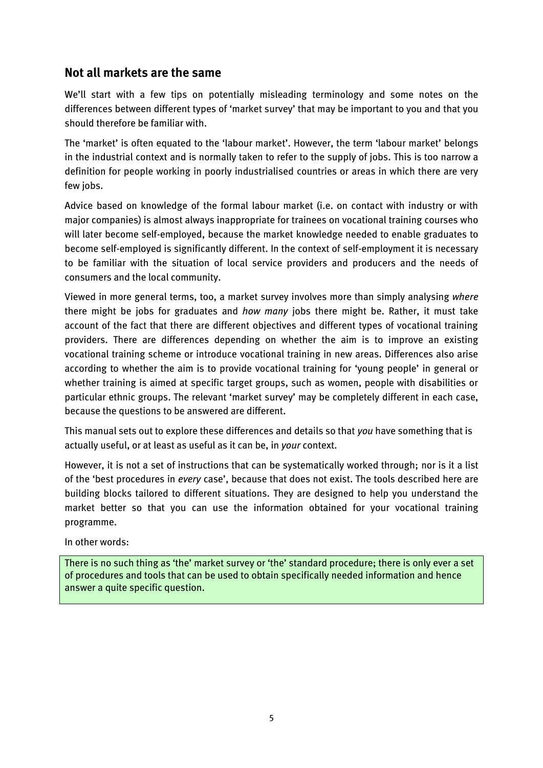## Not all markets are the same

We'll start with a few tips on potentially misleading terminology and some notes on the differences between different types of 'market survey' that may be important to you and that you should therefore be familiar with.

The 'market' is often equated to the 'labour market'. However, the term 'labour market' belongs in the industrial context and is normally taken to refer to the supply of jobs. This is too narrow a definition for people working in poorly industrialised countries or areas in which there are very few jobs.

Advice based on knowledge of the formal labour market (i.e. on contact with industry or with major companies) is almost always inappropriate for trainees on vocational training courses who will later become self-employed, because the market knowledge needed to enable graduates to become self-employed is significantly different. In the context of self-employment it is necessary to be familiar with the situation of local service providers and producers and the needs of consumers and the local community.

Viewed in more general terms, too, a market survey involves more than simply analysing *where* there might be jobs for graduates and *how many* jobs there might be. Rather, it must take account of the fact that there are different objectives and different types of vocational training providers. There are differences depending on whether the aim is to improve an existing vocational training scheme or introduce vocational training in new areas. Differences also arise according to whether the aim is to provide vocational training for 'young people' in general or whether training is aimed at specific target groups, such as women, people with disabilities or particular ethnic groups. The relevant 'market survey' may be completely different in each case, because the questions to be answered are different.

This manual sets out to explore these differences and details so that *you* have something that is actually useful, or at least as useful as it can be, in *your* context.

However, it is not a set of instructions that can be systematically worked through; nor is it a list of the 'best procedures in *every* case', because that does not exist. The tools described here are building blocks tailored to different situations. They are designed to help you understand the market better so that you can use the information obtained for your vocational training programme.

In other words:

> There is no such thing as 'the' market survey or 'the' standard procedure; there is only ever a set of procedures and tools that can be used to obtain specifically needed information and hence answer a quite specific question.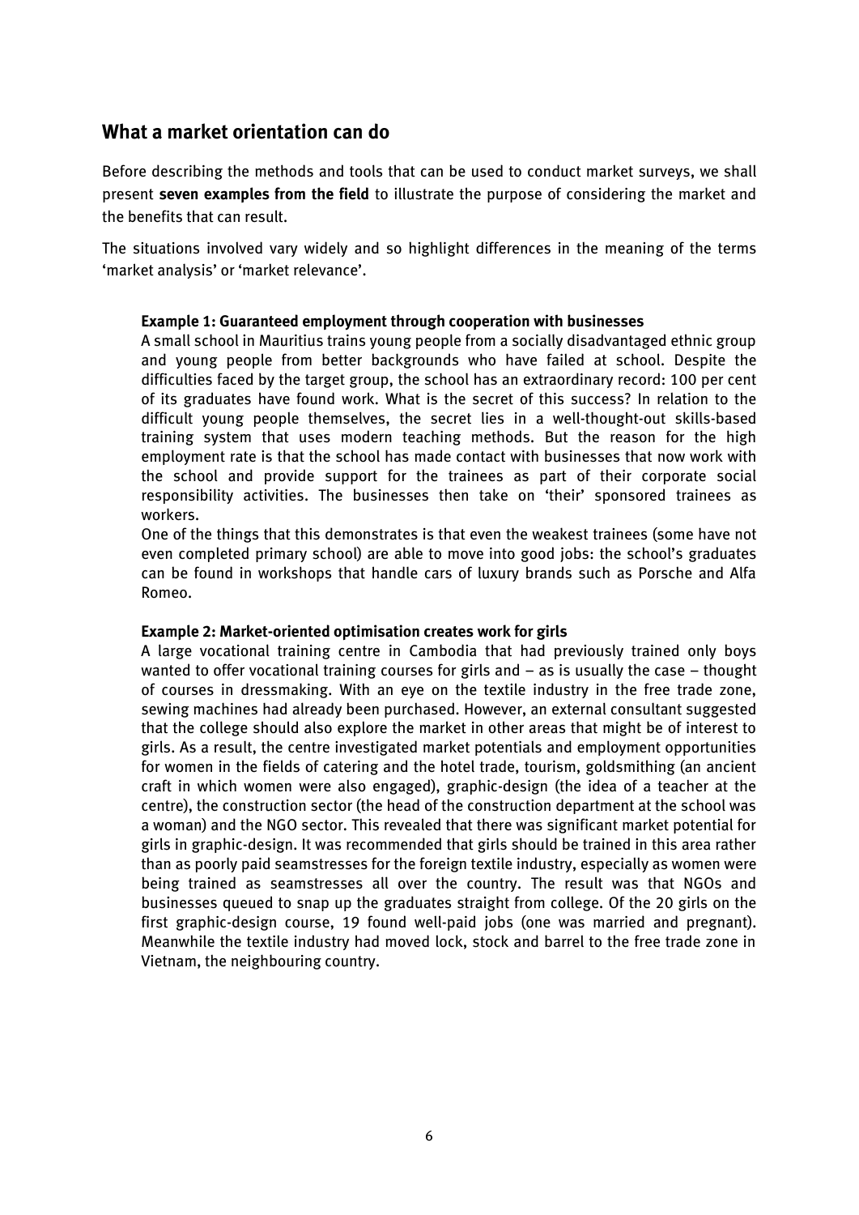## What a market orientation can do

Before describing the methods and tools that can be used to conduct market surveys, we shall present **seven examples from the field** to illustrate the purpose of considering the market and the benefits that can result.

The situations involved vary widely and so highlight differences in the meaning of the terms 'market analysis' or 'market relevance'.

**Example 1: Guaranteed employment through cooperation with businesses**

A small school in Mauritius trains young people from a socially disadvantaged ethnic group and young people from better backgrounds who have failed at school. Despite the difficulties faced by the target group, the school has an extraordinary record: 100 per cent of its graduates have found work. What is the secret of this success? In relation to the difficult young people themselves, the secret lies in a well-thought-out skills-based training system that uses modern teaching methods. But the reason for the high employment rate is that the school has made contact with businesses that now work with the school and provide support for the trainees as part of their corporate social responsibility activities. The businesses then take on 'their' sponsored trainees as workers.

One of the things that this demonstrates is that even the weakest trainees (some have not even completed primary school) are able to move into good jobs: the school's graduates can be found in workshops that handle cars of luxury brands such as Porsche and Alfa Romeo.

**Example 2: Market-oriented optimisation creates work for girls**

A large vocational training centre in Cambodia that had previously trained only boys wanted to offer vocational training courses for girls and – as is usually the case – thought of courses in dressmaking. With an eye on the textile industry in the free trade zone, sewing machines had already been purchased. However, an external consultant suggested that the college should also explore the market in other areas that might be of interest to girls. As a result, the centre investigated market potentials and employment opportunities for women in the fields of catering and the hotel trade, tourism, goldsmithing (an ancient craft in which women were also engaged), graphic-design (the idea of a teacher at the centre), the construction sector (the head of the construction department at the school was a woman) and the NGO sector. This revealed that there was significant market potential for girls in graphic-design. It was recommended that girls should be trained in this area rather than as poorly paid seamstresses for the foreign textile industry, especially as women were being trained as seamstresses all over the country. The result was that NGOs and businesses queued to snap up the graduates straight from college. Of the 20 girls on the first graphic-design course, 19 found well-paid jobs (one was married and pregnant). Meanwhile the textile industry had moved lock, stock and barrel to the free trade zone in Vietnam, the neighbouring country.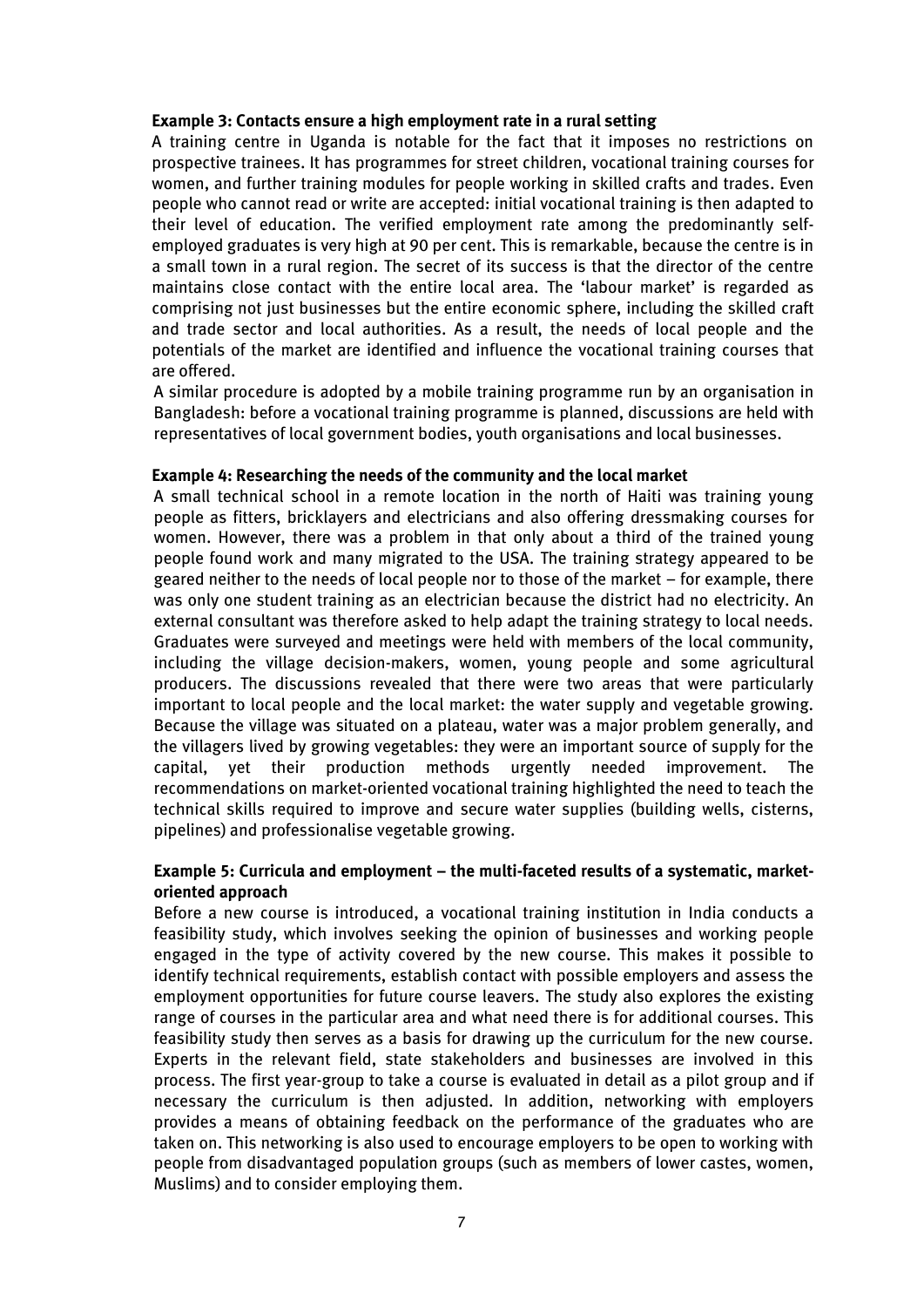**Example 3: Contacts ensure a high employment rate in a rural setting**

A training centre in Uganda is notable for the fact that it imposes no restrictions on prospective trainees. It has programmes for street children, vocational training courses for women, and further training modules for people working in skilled crafts and trades. Even people who cannot read or write are accepted: initial vocational training is then adapted to their level of education. The verified employment rate among the predominantly self-employed graduates is very high at 90 per cent. This is remarkable, because the centre is in a small town in a rural region. The secret of its success is that the director of the centre maintains close contact with the entire local area. The 'labour market' is regarded as comprising not just businesses but the entire economic sphere, including the skilled craft and trade sector and local authorities. As a result, the needs of local people and the potentials of the market are identified and influence the vocational training courses that are offered.

A similar procedure is adopted by a mobile training programme run by an organisation in Bangladesh: before a vocational training programme is planned, discussions are held with representatives of local government bodies, youth organisations and local businesses.

**Example 4: Researching the needs of the community and the local market**

A small technical school in a remote location in the north of Haiti was training young people as fitters, bricklayers and electricians and also offering dressmaking courses for women. However, there was a problem in that only about a third of the trained young people found work and many migrated to the USA. The training strategy appeared to be geared neither to the needs of local people nor to those of the market – for example, there was only one student training as an electrician because the district had no electricity. An external consultant was therefore asked to help adapt the training strategy to local needs. Graduates were surveyed and meetings were held with members of the local community, including the village decision-makers, women, young people and some agricultural producers. The discussions revealed that there were two areas that were particularly important to local people and the local market: the water supply and vegetable growing. Because the village was situated on a plateau, water was a major problem generally, and the villagers lived by growing vegetables: they were an important source of supply for the capital, yet their production methods urgently needed improvement. The recommendations on market-oriented vocational training highlighted the need to teach the technical skills required to improve and secure water supplies (building wells, cisterns, pipelines) and professionalise vegetable growing.

**Example 5: Curricula and employment – the multi-faceted results of a systematic, market-oriented approach**

Before a new course is introduced, a vocational training institution in India conducts a feasibility study, which involves seeking the opinion of businesses and working people engaged in the type of activity covered by the new course. This makes it possible to identify technical requirements, establish contact with possible employers and assess the employment opportunities for future course leavers. The study also explores the existing range of courses in the particular area and what need there is for additional courses. This feasibility study then serves as a basis for drawing up the curriculum for the new course. Experts in the relevant field, state stakeholders and businesses are involved in this process. The first year-group to take a course is evaluated in detail as a pilot group and if necessary the curriculum is then adjusted. In addition, networking with employers provides a means of obtaining feedback on the performance of the graduates who are taken on. This networking is also used to encourage employers to be open to working with people from disadvantaged population groups (such as members of lower castes, women, Muslims) and to consider employing them.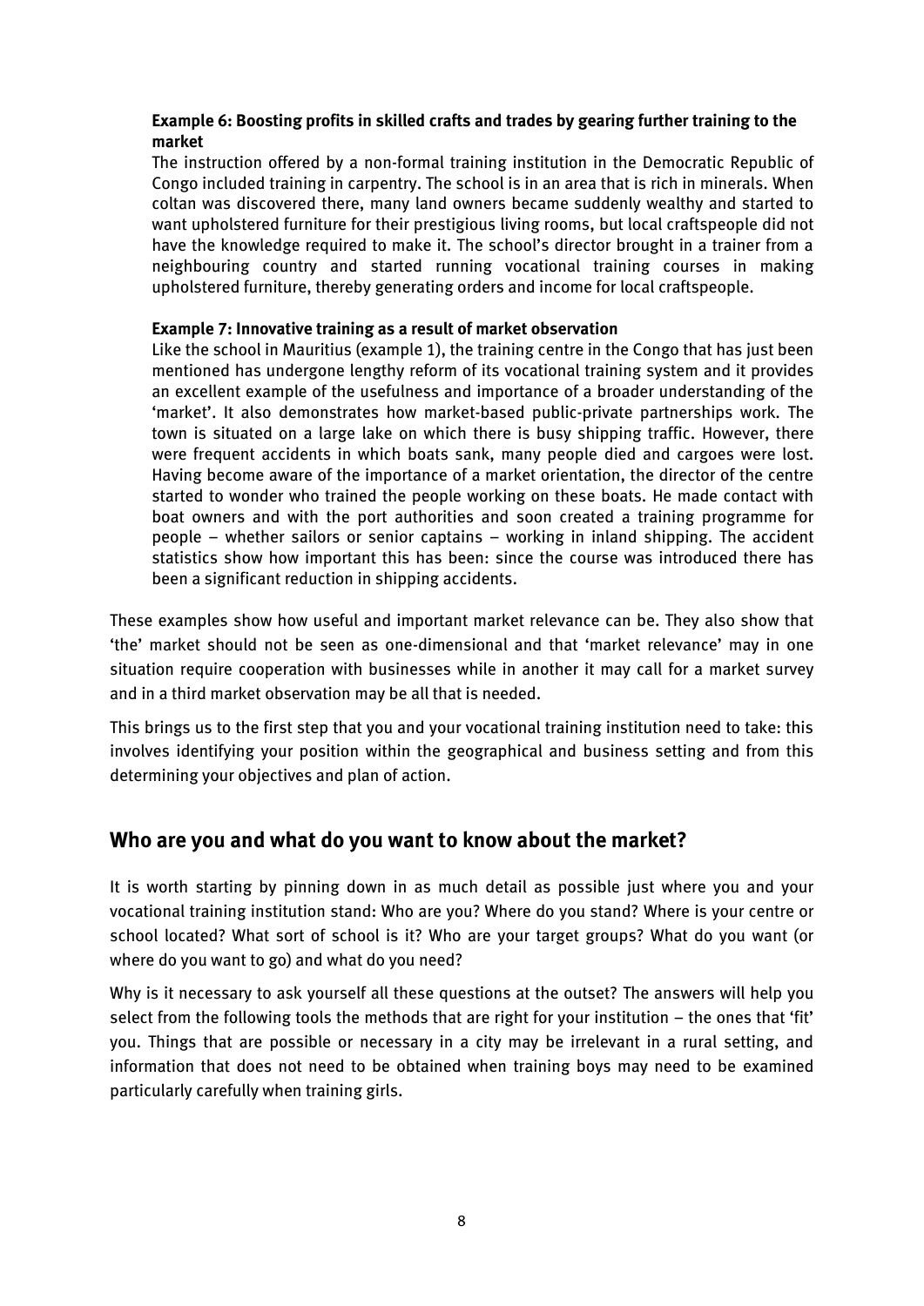**Example 6: Boosting profits in skilled crafts and trades by gearing further training to the market**

The instruction offered by a non-formal training institution in the Democratic Republic of Congo included training in carpentry. The school is in an area that is rich in minerals. When coltan was discovered there, many land owners became suddenly wealthy and started to want upholstered furniture for their prestigious living rooms, but local craftspeople did not have the knowledge required to make it. The school's director brought in a trainer from a neighbouring country and started running vocational training courses in making upholstered furniture, thereby generating orders and income for local craftspeople.

**Example 7: Innovative training as a result of market observation**

Like the school in Mauritius (example 1), the training centre in the Congo that has just been mentioned has undergone lengthy reform of its vocational training system and it provides an excellent example of the usefulness and importance of a broader understanding of the 'market'. It also demonstrates how market-based public-private partnerships work. The town is situated on a large lake on which there is busy shipping traffic. However, there were frequent accidents in which boats sank, many people died and cargoes were lost. Having become aware of the importance of a market orientation, the director of the centre started to wonder who trained the people working on these boats. He made contact with boat owners and with the port authorities and soon created a training programme for people – whether sailors or senior captains – working in inland shipping. The accident statistics show how important this has been: since the course was introduced there has been a significant reduction in shipping accidents.

These examples show how useful and important market relevance can be. They also show that 'the' market should not be seen as one-dimensional and that 'market relevance' may in one situation require cooperation with businesses while in another it may call for a market survey and in a third market observation may be all that is needed.

This brings us to the first step that you and your vocational training institution need to take: this involves identifying your position within the geographical and business setting and from this determining your objectives and plan of action.

## Who are you and what do you want to know about the market?

It is worth starting by pinning down in as much detail as possible just where you and your vocational training institution stand: Who are you? Where do you stand? Where is your centre or school located? What sort of school is it? Who are your target groups? What do you want (or where do you want to go) and what do you need?

Why is it necessary to ask yourself all these questions at the outset? The answers will help you select from the following tools the methods that are right for your institution – the ones that 'fit' you. Things that are possible or necessary in a city may be irrelevant in a rural setting, and information that does not need to be obtained when training boys may need to be examined particularly carefully when training girls.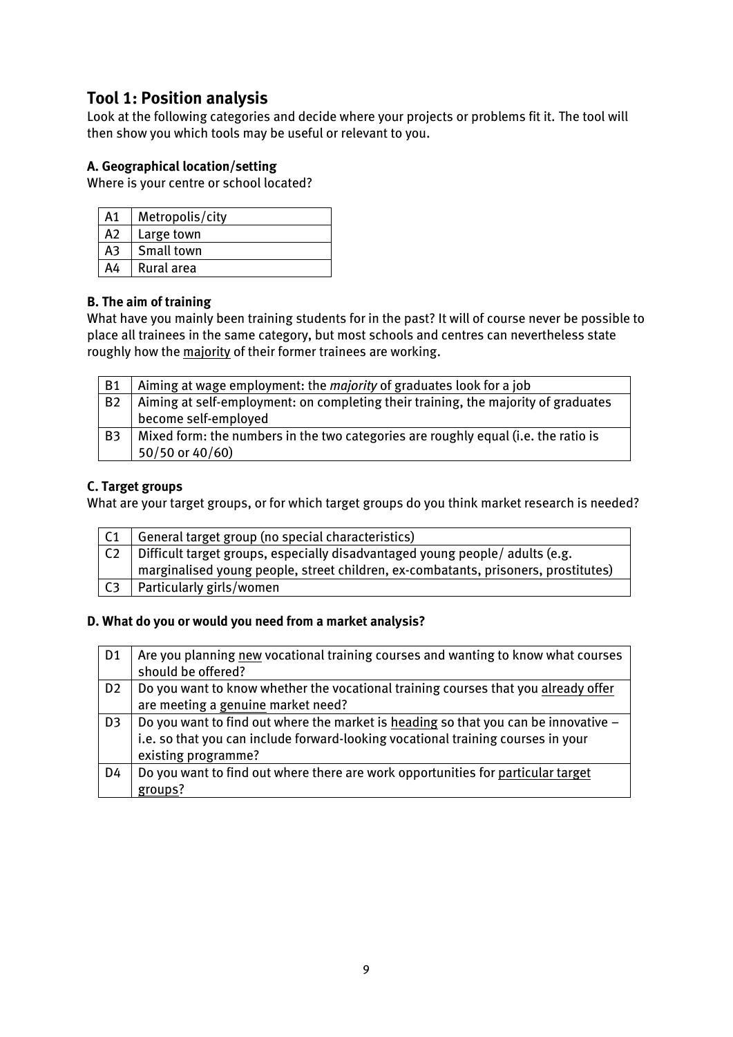## Tool 1: Position analysis

Look at the following categories and decide where your projects or problems fit it. The tool will then show you which tools may be useful or relevant to you.

### A. Geographical location/setting

Where is your centre or school located?

| | |
|---|---|
| A1 | Metropolis/city |
| A2 | Large town |
| A3 | Small town |
| A4 | Rural area |

### B. The aim of training

What have you mainly been training students for in the past? It will of course never be possible to place all trainees in the same category, but most schools and centres can nevertheless state roughly how the <u>majority</u> of their former trainees are working.

| | |
|---|---|
| B1 | Aiming at wage employment: the *majority* of graduates look for a job |
| B2 | Aiming at self-employment: on completing their training, the majority of graduates become self-employed |
| B3 | Mixed form: the numbers in the two categories are roughly equal (i.e. the ratio is 50/50 or 40/60) |

### C. Target groups

What are your target groups, or for which target groups do you think market research is needed?

| | |
|---|---|
| C1 | General target group (no special characteristics) |
| C2 | Difficult target groups, especially disadvantaged young people/ adults (e.g. marginalised young people, street children, ex-combatants, prisoners, prostitutes) |
| C3 | Particularly girls/women |

### D. What do you or would you need from a market analysis?

| | |
|---|---|
| D1 | Are you planning <u>new</u> vocational training courses and wanting to know what courses should be offered? |
| D2 | Do you want to know whether the vocational training courses that you <u>already offer</u> are meeting a <u>genuine</u> market need? |
| D3 | Do you want to find out where the market is <u>heading</u> so that you can be innovative – i.e. so that you can include forward-looking vocational training courses in your existing programme? |
| D4 | Do you want to find out where there are work opportunities for <u>particular target groups</u>? |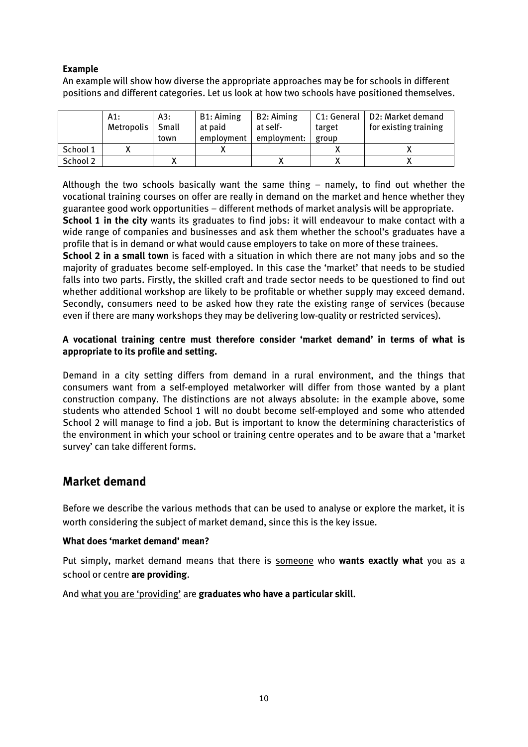**Example**

An example will show how diverse the appropriate approaches may be for schools in different positions and different categories. Let us look at how two schools have positioned themselves.

| | A1: Metropolis | A3: Small town | B1: Aiming at paid employment | B2: Aiming at self-employment: | C1: General target group | D2: Market demand for existing training |
|---|---|---|---|---|---|---|
| School 1 | X | | X | | X | X |
| School 2 | | X | | X | X | X |

Although the two schools basically want the same thing – namely, to find out whether the vocational training courses on offer are really in demand on the market and hence whether they guarantee good work opportunities – different methods of market analysis will be appropriate.

**School 1 in the city** wants its graduates to find jobs: it will endeavour to make contact with a wide range of companies and businesses and ask them whether the school's graduates have a profile that is in demand or what would cause employers to take on more of these trainees.

**School 2 in a small town** is faced with a situation in which there are not many jobs and so the majority of graduates become self-employed. In this case the 'market' that needs to be studied falls into two parts. Firstly, the skilled craft and trade sector needs to be questioned to find out whether additional workshop are likely to be profitable or whether supply may exceed demand. Secondly, consumers need to be asked how they rate the existing range of services (because even if there are many workshops they may be delivering low-quality or restricted services).

**A vocational training centre must therefore consider 'market demand' in terms of what is appropriate to its profile and setting.**

Demand in a city setting differs from demand in a rural environment, and the things that consumers want from a self-employed metalworker will differ from those wanted by a plant construction company. The distinctions are not always absolute: in the example above, some students who attended School 1 will no doubt become self-employed and some who attended School 2 will manage to find a job. But is important to know the determining characteristics of the environment in which your school or training centre operates and to be aware that a 'market survey' can take different forms.

## Market demand

Before we describe the various methods that can be used to analyse or explore the market, it is worth considering the subject of market demand, since this is the key issue.

**What does 'market demand' mean?**

Put simply, market demand means that there is someone who **wants exactly what** you as a school or centre **are providing**.

And what you are 'providing' are **graduates who have a particular skill**.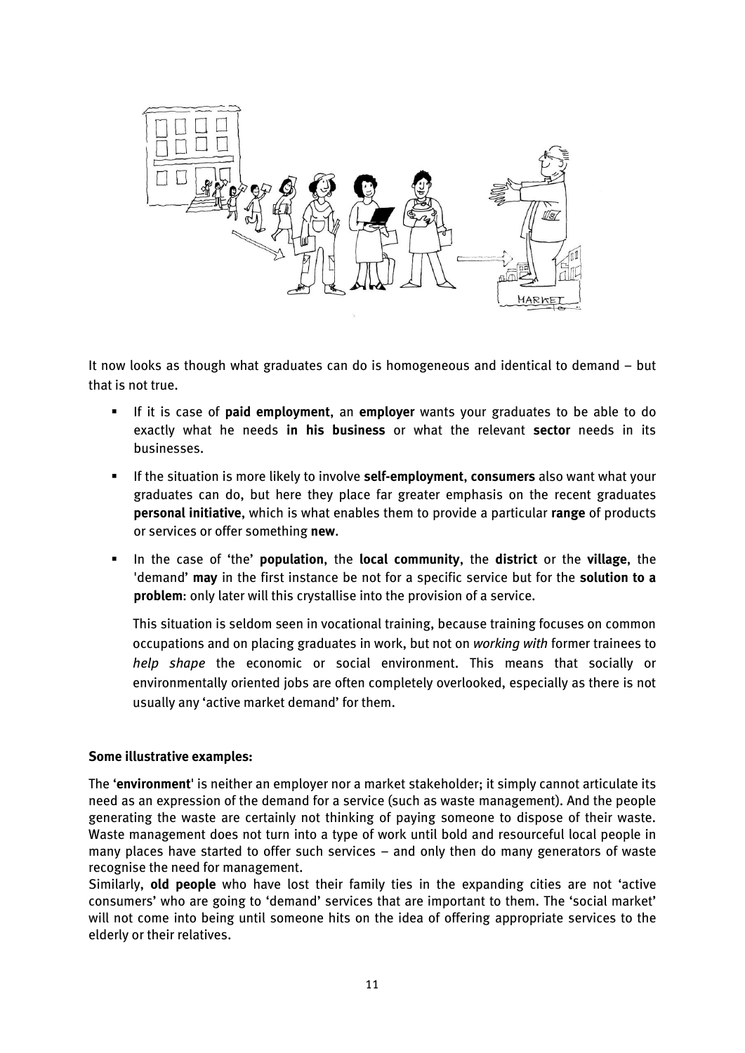It now looks as though what graduates can do is homogeneous and identical to demand – but that is not true.

- If it is case of **paid employment**, an **employer** wants your graduates to be able to do exactly what he needs **in his business** or what the relevant **sector** needs in its businesses.
- If the situation is more likely to involve **self-employment**, **consumers** also want what your graduates can do, but here they place far greater emphasis on the recent graduates **personal initiative**, which is what enables them to provide a particular **range** of products or services or offer something **new**.
- In the case of 'the' **population**, the **local community**, the **district** or the **village**, the 'demand' **may** in the first instance be not for a specific service but for the **solution to a problem**: only later will this crystallise into the provision of a service.

  This situation is seldom seen in vocational training, because training focuses on common occupations and on placing graduates in work, but not on *working with* former trainees to *help shape* the economic or social environment. This means that socially or environmentally oriented jobs are often completely overlooked, especially as there is not usually any 'active market demand' for them.

**Some illustrative examples:**

The '**environment**' is neither an employer nor a market stakeholder; it simply cannot articulate its need as an expression of the demand for a service (such as waste management). And the people generating the waste are certainly not thinking of paying someone to dispose of their waste. Waste management does not turn into a type of work until bold and resourceful local people in many places have started to offer such services – and only then do many generators of waste recognise the need for management.
Similarly, **old people** who have lost their family ties in the expanding cities are not 'active consumers' who are going to 'demand' services that are important to them. The 'social market' will not come into being until someone hits on the idea of offering appropriate services to the elderly or their relatives.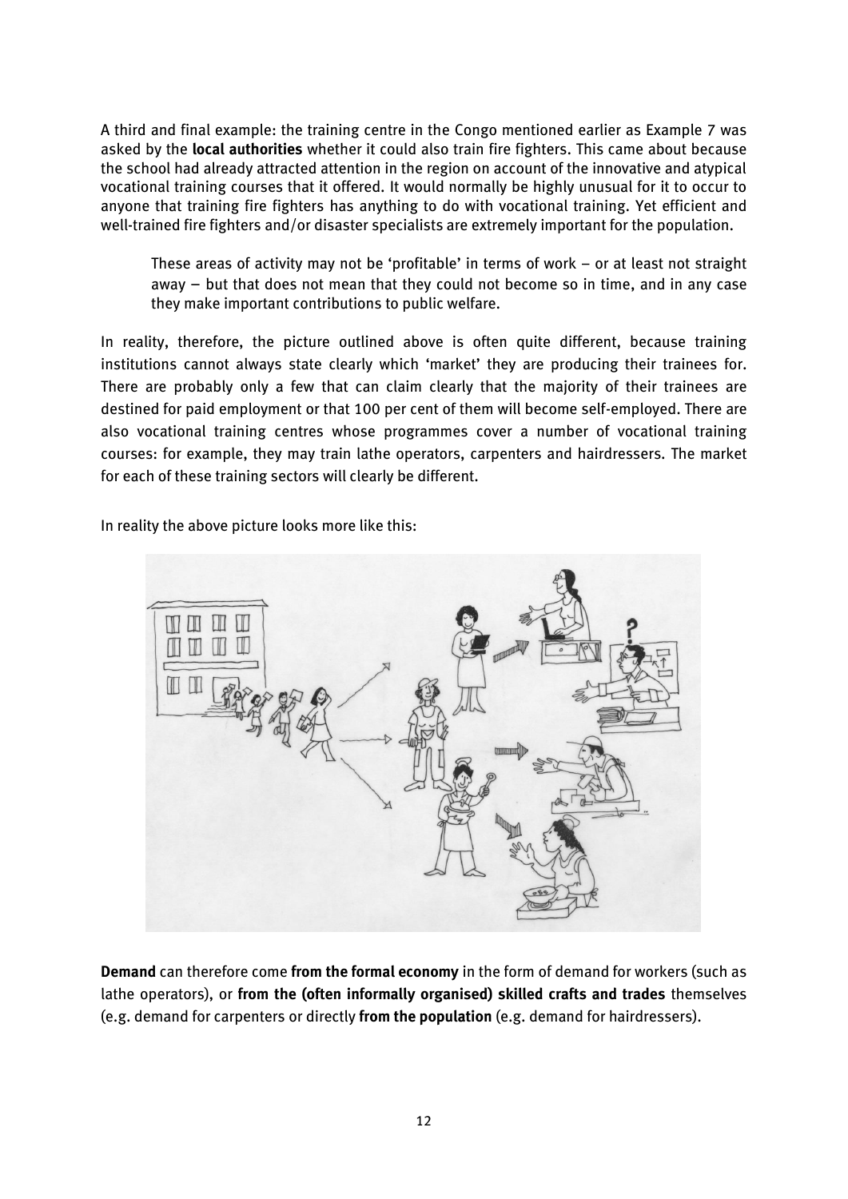A third and final example: the training centre in the Congo mentioned earlier as Example 7 was asked by the **local authorities** whether it could also train fire fighters. This came about because the school had already attracted attention in the region on account of the innovative and atypical vocational training courses that it offered. It would normally be highly unusual for it to occur to anyone that training fire fighters has anything to do with vocational training. Yet efficient and well-trained fire fighters and/or disaster specialists are extremely important for the population.

> These areas of activity may not be 'profitable' in terms of work – or at least not straight away – but that does not mean that they could not become so in time, and in any case they make important contributions to public welfare.

In reality, therefore, the picture outlined above is often quite different, because training institutions cannot always state clearly which 'market' they are producing their trainees for. There are probably only a few that can claim clearly that the majority of their trainees are destined for paid employment or that 100 per cent of them will become self-employed. There are also vocational training centres whose programmes cover a number of vocational training courses: for example, they may train lathe operators, carpenters and hairdressers. The market for each of these training sectors will clearly be different.

In reality the above picture looks more like this:

**Demand** can therefore come **from the formal economy** in the form of demand for workers (such as lathe operators), or **from the (often informally organised) skilled crafts and trades** themselves (e.g. demand for carpenters or directly **from the population** (e.g. demand for hairdressers).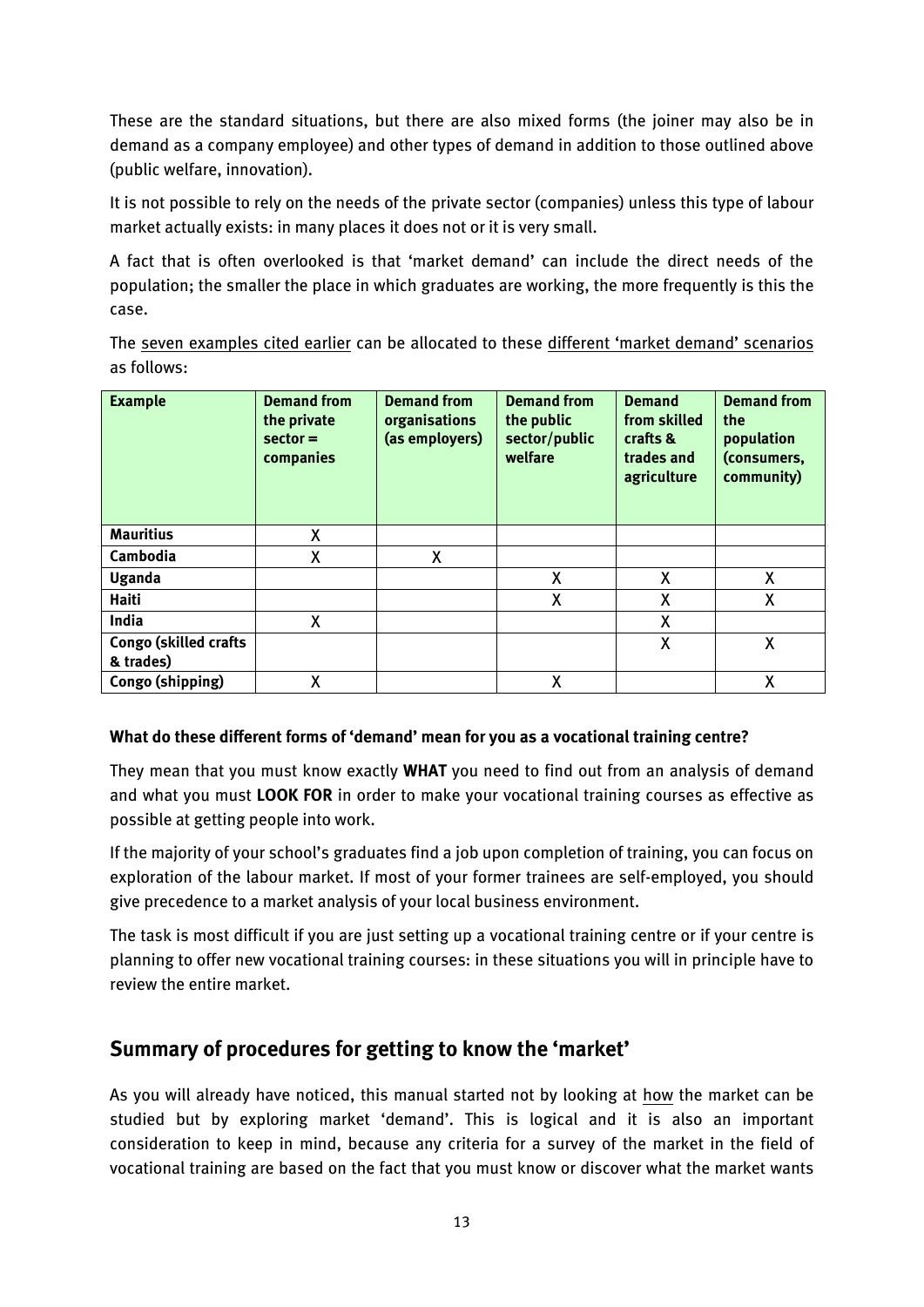These are the standard situations, but there are also mixed forms (the joiner may also be in demand as a company employee) and other types of demand in addition to those outlined above (public welfare, innovation).

It is not possible to rely on the needs of the private sector (companies) unless this type of labour market actually exists: in many places it does not or it is very small.

A fact that is often overlooked is that 'market demand' can include the direct needs of the population; the smaller the place in which graduates are working, the more frequently is this the case.

The seven examples cited earlier can be allocated to these different 'market demand' scenarios as follows:

| Example | Demand from the private sector = companies | Demand from organisations (as employers) | Demand from the public sector/public welfare | Demand from skilled crafts & trades and agriculture | Demand from the population (consumers, community) |
|---|---|---|---|---|---|
| **Mauritius** | X | | | | |
| **Cambodia** | X | X | | | |
| **Uganda** | | | X | X | X |
| **Haiti** | | | X | X | X |
| **India** | X | | | X | |
| **Congo (skilled crafts & trades)** | | | | X | X |
| **Congo (shipping)** | X | | X | | X |

**What do these different forms of 'demand' mean for you as a vocational training centre?**

They mean that you must know exactly **WHAT** you need to find out from an analysis of demand and what you must **LOOK FOR** in order to make your vocational training courses as effective as possible at getting people into work.

If the majority of your school's graduates find a job upon completion of training, you can focus on exploration of the labour market. If most of your former trainees are self-employed, you should give precedence to a market analysis of your local business environment.

The task is most difficult if you are just setting up a vocational training centre or if your centre is planning to offer new vocational training courses: in these situations you will in principle have to review the entire market.

## Summary of procedures for getting to know the 'market'

As you will already have noticed, this manual started not by looking at how the market can be studied but by exploring market 'demand'. This is logical and it is also an important consideration to keep in mind, because any criteria for a survey of the market in the field of vocational training are based on the fact that you must know or discover what the market wants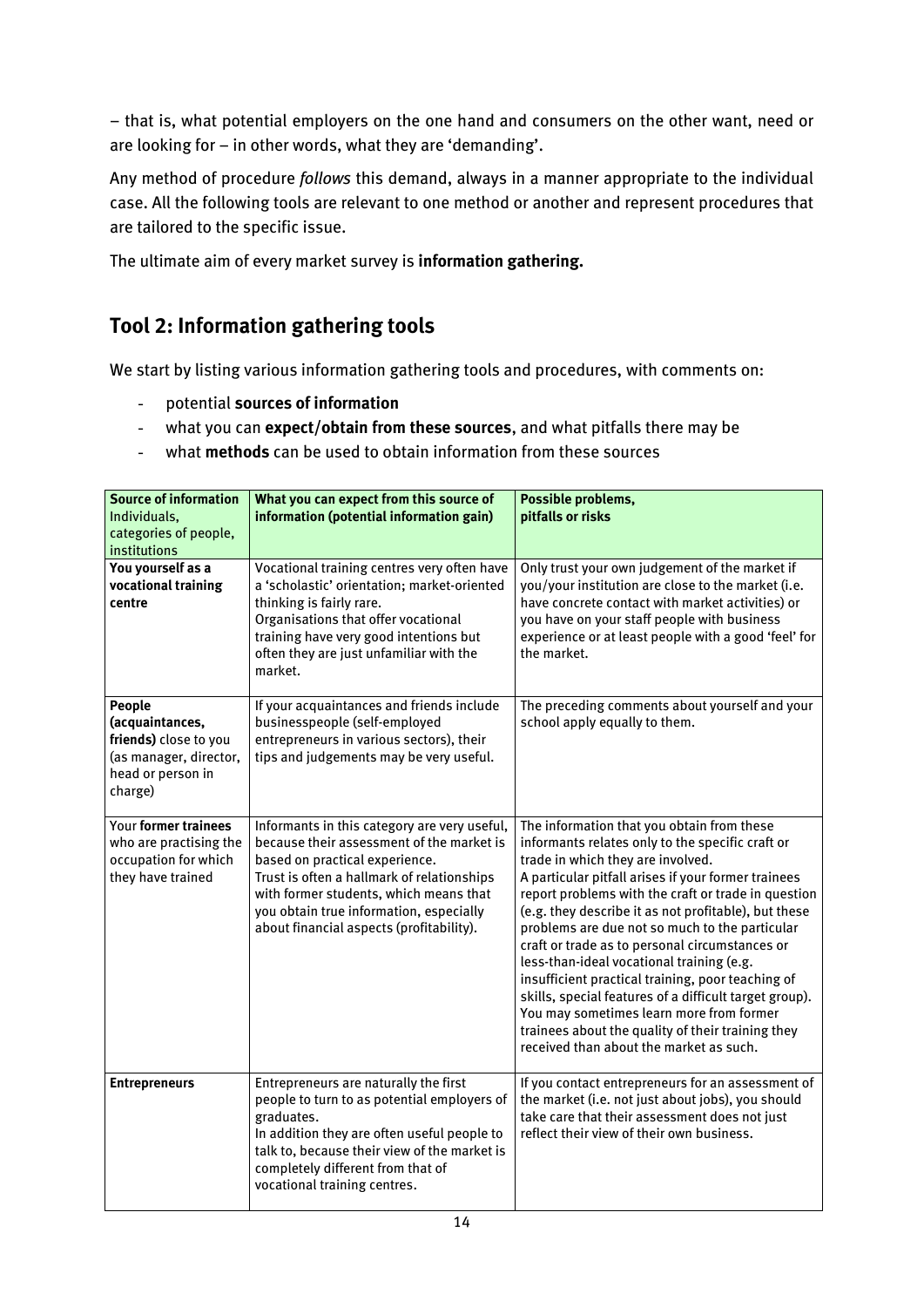– that is, what potential employers on the one hand and consumers on the other want, need or are looking for – in other words, what they are 'demanding'.

Any method of procedure *follows* this demand, always in a manner appropriate to the individual case. All the following tools are relevant to one method or another and represent procedures that are tailored to the specific issue.

The ultimate aim of every market survey is **information gathering.**

## Tool 2: Information gathering tools

We start by listing various information gathering tools and procedures, with comments on:

- potential **sources of information**
- what you can **expect/obtain from these sources**, and what pitfalls there may be
- what **methods** can be used to obtain information from these sources

| **Source of information** Individuals, categories of people, institutions | **What you can expect from this source of information (potential information gain)** | **Possible problems, pitfalls or risks** |
|---|---|---|
| **You yourself as a vocational training centre** | Vocational training centres very often have a 'scholastic' orientation; market-oriented thinking is fairly rare. Organisations that offer vocational training have very good intentions but often they are just unfamiliar with the market. | Only trust your own judgement of the market if you/your institution are close to the market (i.e. have concrete contact with market activities) or you have on your staff people with business experience or at least people with a good 'feel' for the market. |
| **People (acquaintances, friends)** close to you (as manager, director, head or person in charge) | If your acquaintances and friends include businesspeople (self-employed entrepreneurs in various sectors), their tips and judgements may be very useful. | The preceding comments about yourself and your school apply equally to them. |
| Your **former trainees** who are practising the occupation for which they have trained | Informants in this category are very useful, because their assessment of the market is based on practical experience. Trust is often a hallmark of relationships with former students, which means that you obtain true information, especially about financial aspects (profitability). | The information that you obtain from these informants relates only to the specific craft or trade in which they are involved. A particular pitfall arises if your former trainees report problems with the craft or trade in question (e.g. they describe it as not profitable), but these problems are due not so much to the particular craft or trade as to personal circumstances or less-than-ideal vocational training (e.g. insufficient practical training, poor teaching of skills, special features of a difficult target group). You may sometimes learn more from former trainees about the quality of their training they received than about the market as such. |
| **Entrepreneurs** | Entrepreneurs are naturally the first people to turn to as potential employers of graduates. In addition they are often useful people to talk to, because their view of the market is completely different from that of vocational training centres. | If you contact entrepreneurs for an assessment of the market (i.e. not just about jobs), you should take care that their assessment does not just reflect their view of their own business. |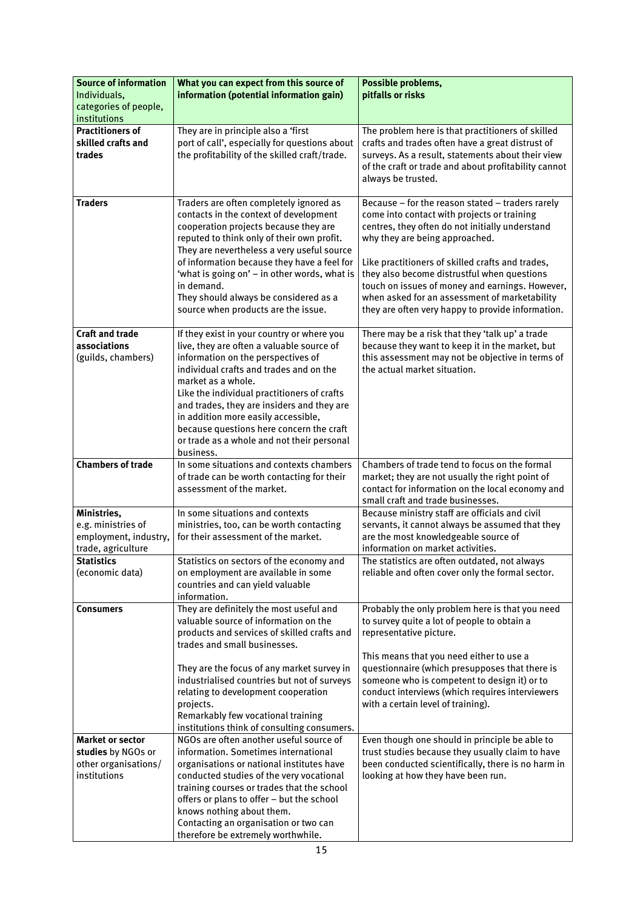| **Source of information** Individuals, categories of people, institutions | **What you can expect from this source of information (potential information gain)** | **Possible problems, pitfalls or risks** |
|---|---|---|
| **Practitioners of skilled crafts and trades** | They are in principle also a 'first port of call', especially for questions about the profitability of the skilled craft/trade. | The problem here is that practitioners of skilled crafts and trades often have a great distrust of surveys. As a result, statements about their view of the craft or trade and about profitability cannot always be trusted. |
| **Traders** | Traders are often completely ignored as contacts in the context of development cooperation projects because they are reputed to think only of their own profit. They are nevertheless a very useful source of information because they have a feel for 'what is going on' – in other words, what is in demand. They should always be considered as a source when products are the issue. | Because – for the reason stated – traders rarely come into contact with projects or training centres, they often do not initially understand why they are being approached. <br><br> Like practitioners of skilled crafts and trades, they also become distrustful when questions touch on issues of money and earnings. However, when asked for an assessment of marketability they are often very happy to provide information. |
| **Craft and trade associations** (guilds, chambers) | If they exist in your country or where you live, they are often a valuable source of information on the perspectives of individual crafts and trades and on the market as a whole. Like the individual practitioners of crafts and trades, they are insiders and they are in addition more easily accessible, because questions here concern the craft or trade as a whole and not their personal business. | There may be a risk that they 'talk up' a trade because they want to keep it in the market, but this assessment may not be objective in terms of the actual market situation. |
| **Chambers of trade** | In some situations and contexts chambers of trade can be worth contacting for their assessment of the market. | Chambers of trade tend to focus on the formal market; they are not usually the right point of contact for information on the local economy and small craft and trade businesses. |
| **Ministries,** e.g. ministries of employment, industry, trade, agriculture | In some situations and contexts ministries, too, can be worth contacting for their assessment of the market. | Because ministry staff are officials and civil servants, it cannot always be assumed that they are the most knowledgeable source of information on market activities. |
| **Statistics** (economic data) | Statistics on sectors of the economy and on employment are available in some countries and can yield valuable information. | The statistics are often outdated, not always reliable and often cover only the formal sector. |
| **Consumers** | They are definitely the most useful and valuable source of information on the products and services of skilled crafts and trades and small businesses. <br><br> They are the focus of any market survey in industrialised countries but not of surveys relating to development cooperation projects. Remarkably few vocational training institutions think of consulting consumers. | Probably the only problem here is that you need to survey quite a lot of people to obtain a representative picture. <br><br> This means that you need either to use a questionnaire (which presupposes that there is someone who is competent to design it) or to conduct interviews (which requires interviewers with a certain level of training). |
| **Market or sector studies** by NGOs or other organisations/ institutions | NGOs are often another useful source of information. Sometimes international organisations or national institutes have conducted studies of the very vocational training courses or trades that the school offers or plans to offer – but the school knows nothing about them. Contacting an organisation or two can therefore be extremely worthwhile. | Even though one should in principle be able to trust studies because they usually claim to have been conducted scientifically, there is no harm in looking at how they have been run. |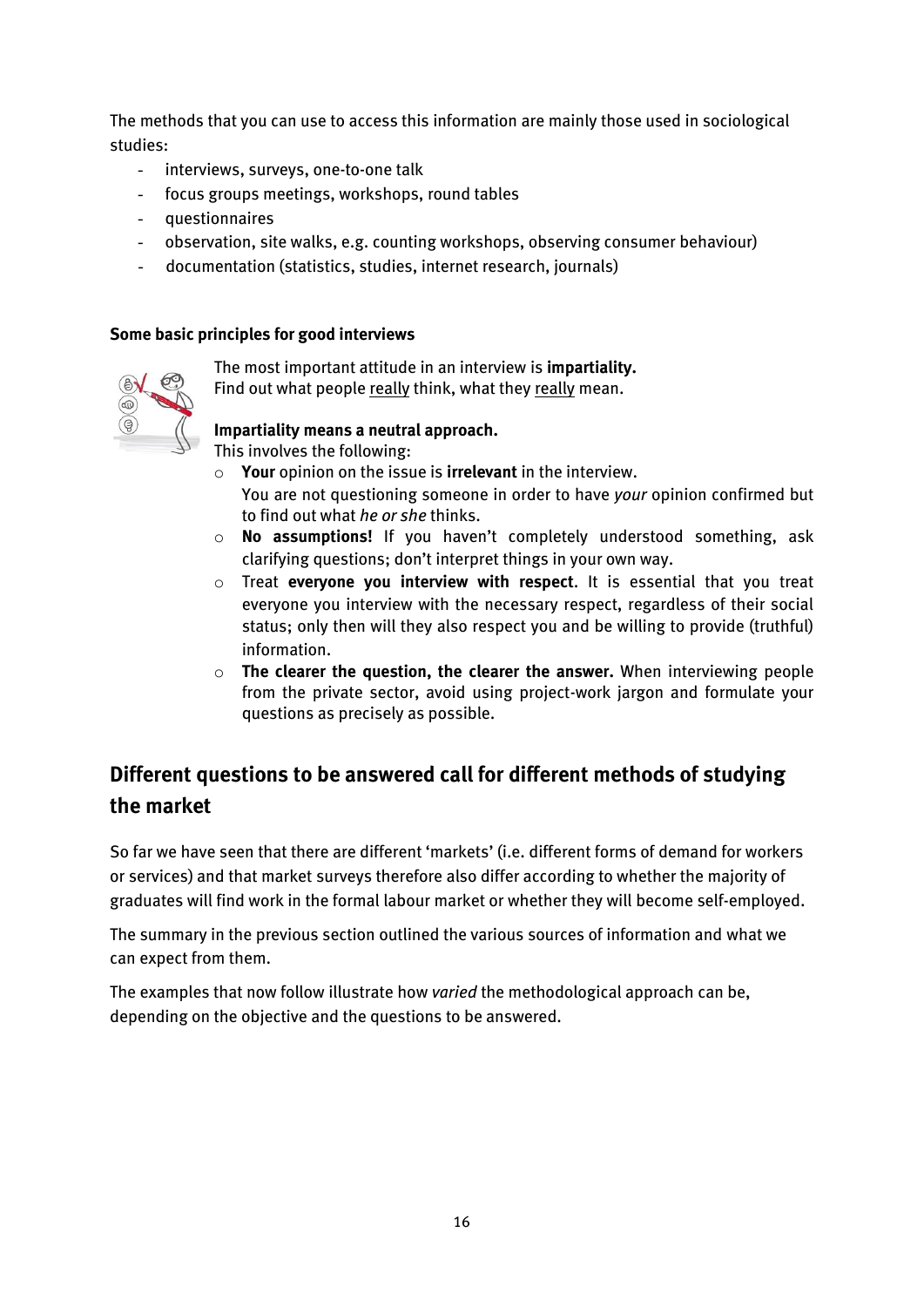The methods that you can use to access this information are mainly those used in sociological studies:

- interviews, surveys, one-to-one talk
- focus groups meetings, workshops, round tables
- questionnaires
- observation, site walks, e.g. counting workshops, observing consumer behaviour)
- documentation (statistics, studies, internet research, journals)

**Some basic principles for good interviews**

The most important attitude in an interview is **impartiality.**
Find out what people really think, what they really mean.

**Impartiality means a neutral approach.**
This involves the following:

- **Your** opinion on the issue is **irrelevant** in the interview.
  You are not questioning someone in order to have *your* opinion confirmed but to find out what *he or she* thinks.
- **No assumptions!** If you haven't completely understood something, ask clarifying questions; don't interpret things in your own way.
- Treat **everyone you interview with respect**. It is essential that you treat everyone you interview with the necessary respect, regardless of their social status; only then will they also respect you and be willing to provide (truthful) information.
- **The clearer the question, the clearer the answer.** When interviewing people from the private sector, avoid using project-work jargon and formulate your questions as precisely as possible.

## Different questions to be answered call for different methods of studying the market

So far we have seen that there are different 'markets' (i.e. different forms of demand for workers or services) and that market surveys therefore also differ according to whether the majority of graduates will find work in the formal labour market or whether they will become self-employed.

The summary in the previous section outlined the various sources of information and what we can expect from them.

The examples that now follow illustrate how *varied* the methodological approach can be, depending on the objective and the questions to be answered.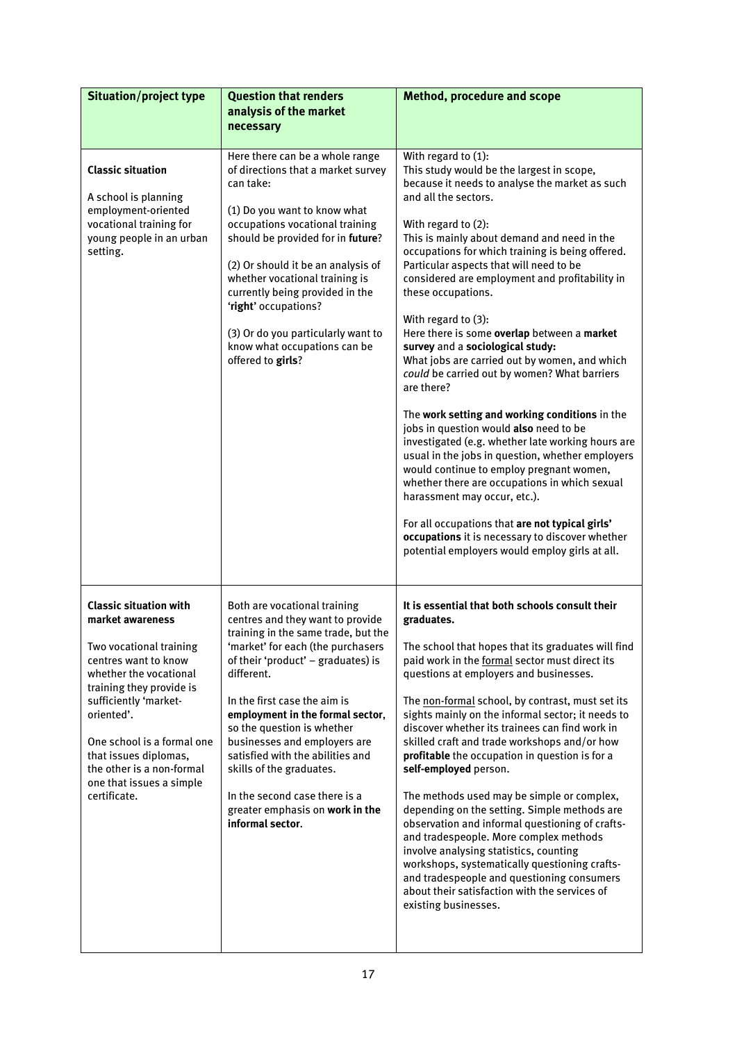| Situation/project type | Question that renders analysis of the market necessary | Method, procedure and scope |
|---|---|---|
| **Classic situation**<br><br>A school is planning employment-oriented vocational training for young people in an urban setting. | Here there can be a whole range of directions that a market survey can take:<br><br>(1) Do you want to know what occupations vocational training should be provided for in **future**?<br><br>(2) Or should it be an analysis of whether vocational training is currently being provided in the '**right**' occupations?<br><br>(3) Or do you particularly want to know what occupations can be offered to **girls**? | With regard to (1):<br>This study would be the largest in scope, because it needs to analyse the market as such and all the sectors.<br><br>With regard to (2):<br>This is mainly about demand and need in the occupations for which training is being offered. Particular aspects that will need to be considered are employment and profitability in these occupations.<br><br>With regard to (3):<br>Here there is some **overlap** between a **market survey** and a **sociological study:**<br>What jobs are carried out by women, and which *could* be carried out by women? What barriers are there?<br><br>The **work setting and working conditions** in the jobs in question would **also** need to be investigated (e.g. whether late working hours are usual in the jobs in question, whether employers would continue to employ pregnant women, whether there are occupations in which sexual harassment may occur, etc.).<br><br>For all occupations that **are not typical girls' occupations** it is necessary to discover whether potential employers would employ girls at all. |
| **Classic situation with market awareness**<br><br>Two vocational training centres want to know whether the vocational training they provide is sufficiently 'market-oriented'.<br><br>One school is a formal one that issues diplomas, the other is a non-formal one that issues a simple certificate. | Both are vocational training centres and they want to provide training in the same trade, but the 'market' for each (the purchasers of their 'product' – graduates) is different.<br><br>In the first case the aim is **employment in the formal sector**, so the question is whether businesses and employers are satisfied with the abilities and skills of the graduates.<br><br>In the second case there is a greater emphasis on **work in the informal sector**. | **It is essential that both schools consult their graduates.**<br><br>The school that hopes that its graduates will find paid work in the formal sector must direct its questions at employers and businesses.<br><br>The non-formal school, by contrast, must set its sights mainly on the informal sector; it needs to discover whether its trainees can find work in skilled craft and trade workshops and/or how **profitable** the occupation in question is for a **self-employed** person.<br><br>The methods used may be simple or complex, depending on the setting. Simple methods are observation and informal questioning of crafts- and tradespeople. More complex methods involve analysing statistics, counting workshops, systematically questioning crafts- and tradespeople and questioning consumers about their satisfaction with the services of existing businesses. |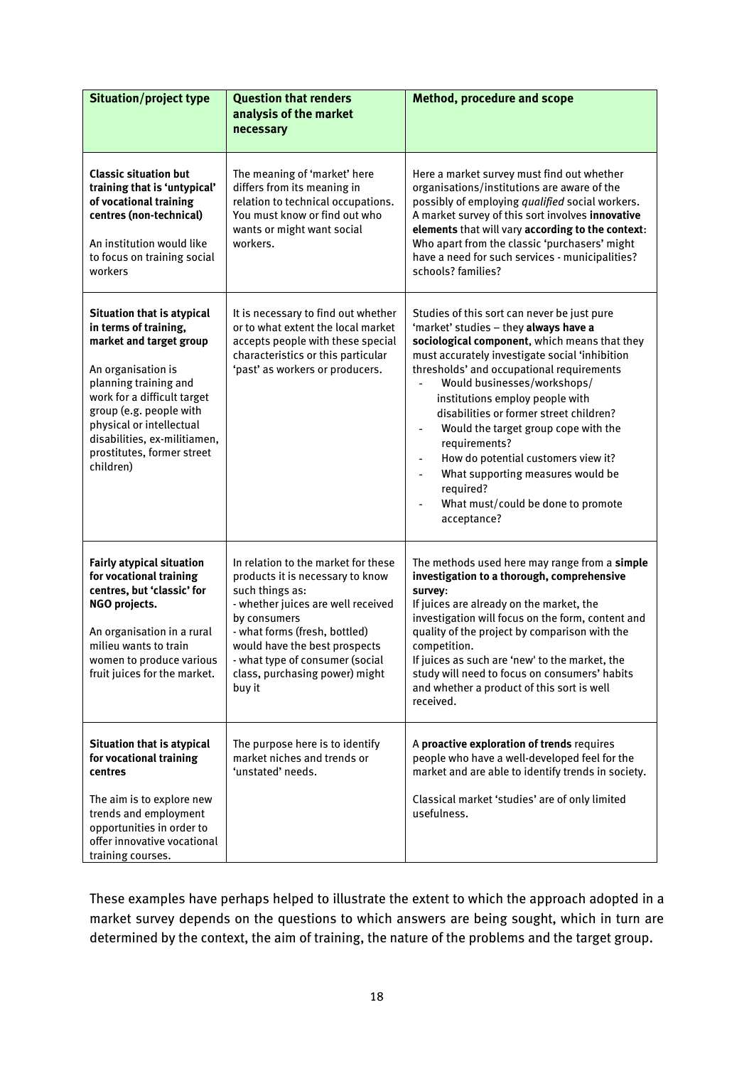| Situation/project type | Question that renders analysis of the market necessary | Method, procedure and scope |
|---|---|---|
| **Classic situation but training that is 'untypical' of vocational training centres (non-technical)**<br><br>An institution would like to focus on training social workers | The meaning of 'market' here differs from its meaning in relation to technical occupations. You must know or find out who wants or might want social workers. | Here a market survey must find out whether organisations/institutions are aware of the possibly of employing *qualified* social workers. A market survey of this sort involves **innovative elements** that will vary **according to the context**: Who apart from the classic 'purchasers' might have a need for such services - municipalities? schools? families? |
| **Situation that is atypical in terms of training, market and target group**<br><br>An organisation is planning training and work for a difficult target group (e.g. people with physical or intellectual disabilities, ex-militiamen, prostitutes, former street children) | It is necessary to find out whether or to what extent the local market accepts people with these special characteristics or this particular 'past' as workers or producers. | Studies of this sort can never be just pure 'market' studies – they **always have a sociological component**, which means that they must accurately investigate social 'inhibition thresholds' and occupational requirements<br>- Would businesses/workshops/ institutions employ people with disabilities or former street children?<br>- Would the target group cope with the requirements?<br>- How do potential customers view it?<br>- What supporting measures would be required?<br>- What must/could be done to promote acceptance? |
| **Fairly atypical situation for vocational training centres, but 'classic' for NGO projects.**<br><br>An organisation in a rural milieu wants to train women to produce various fruit juices for the market. | In relation to the market for these products it is necessary to know such things as:<br>- whether juices are well received by consumers<br>- what forms (fresh, bottled) would have the best prospects<br>- what type of consumer (social class, purchasing power) might buy it | The methods used here may range from a **simple investigation to a thorough, comprehensive survey**:<br>If juices are already on the market, the investigation will focus on the form, content and quality of the project by comparison with the competition.<br>If juices as such are 'new' to the market, the study will need to focus on consumers' habits and whether a product of this sort is well received. |
| **Situation that is atypical for vocational training centres**<br><br>The aim is to explore new trends and employment opportunities in order to offer innovative vocational training courses. | The purpose here is to identify market niches and trends or 'unstated' needs. | A **proactive exploration of trends** requires people who have a well-developed feel for the market and are able to identify trends in society.<br><br>Classical market 'studies' are of only limited usefulness. |

These examples have perhaps helped to illustrate the extent to which the approach adopted in a market survey depends on the questions to which answers are being sought, which in turn are determined by the context, the aim of training, the nature of the problems and the target group.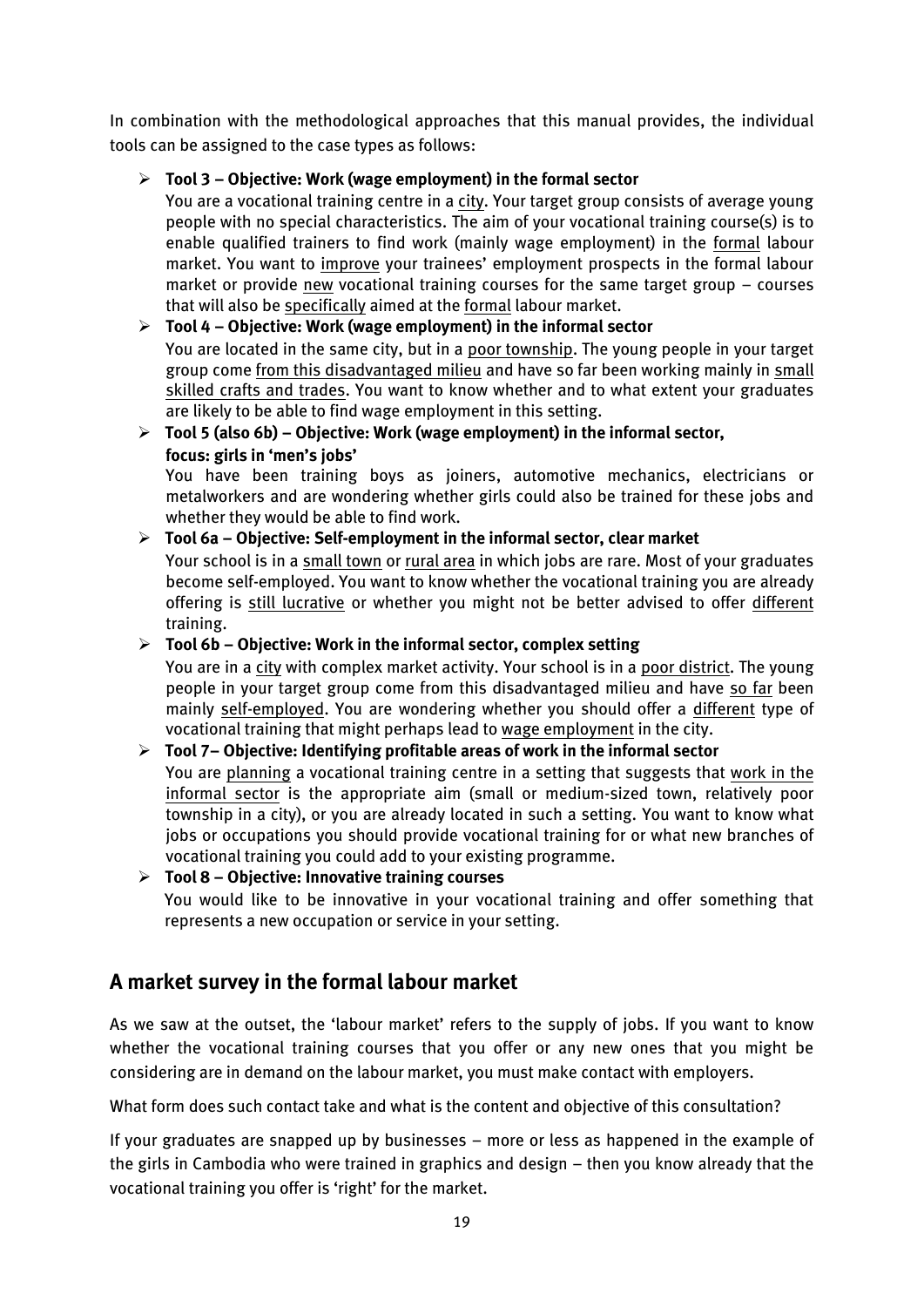In combination with the methodological approaches that this manual provides, the individual tools can be assigned to the case types as follows:

- **Tool 3 – Objective: Work (wage employment) in the formal sector**
  You are a vocational training centre in a city. Your target group consists of average young people with no special characteristics. The aim of your vocational training course(s) is to enable qualified trainers to find work (mainly wage employment) in the formal labour market. You want to improve your trainees' employment prospects in the formal labour market or provide new vocational training courses for the same target group – courses that will also be specifically aimed at the formal labour market.
- **Tool 4 – Objective: Work (wage employment) in the informal sector**
  You are located in the same city, but in a poor township. The young people in your target group come from this disadvantaged milieu and have so far been working mainly in small skilled crafts and trades. You want to know whether and to what extent your graduates are likely to be able to find wage employment in this setting.
- **Tool 5 (also 6b) – Objective: Work (wage employment) in the informal sector, focus: girls in 'men's jobs'**
  You have been training boys as joiners, automotive mechanics, electricians or metalworkers and are wondering whether girls could also be trained for these jobs and whether they would be able to find work.
- **Tool 6a – Objective: Self-employment in the informal sector, clear market**
  Your school is in a small town or rural area in which jobs are rare. Most of your graduates become self-employed. You want to know whether the vocational training you are already offering is still lucrative or whether you might not be better advised to offer different training.
- **Tool 6b – Objective: Work in the informal sector, complex setting**
  You are in a city with complex market activity. Your school is in a poor district. The young people in your target group come from this disadvantaged milieu and have so far been mainly self-employed. You are wondering whether you should offer a different type of vocational training that might perhaps lead to wage employment in the city.
- **Tool 7– Objective: Identifying profitable areas of work in the informal sector**
  You are planning a vocational training centre in a setting that suggests that work in the informal sector is the appropriate aim (small or medium-sized town, relatively poor township in a city), or you are already located in such a setting. You want to know what jobs or occupations you should provide vocational training for or what new branches of vocational training you could add to your existing programme.
- **Tool 8 – Objective: Innovative training courses**
  You would like to be innovative in your vocational training and offer something that represents a new occupation or service in your setting.

## A market survey in the formal labour market

As we saw at the outset, the 'labour market' refers to the supply of jobs. If you want to know whether the vocational training courses that you offer or any new ones that you might be considering are in demand on the labour market, you must make contact with employers.

What form does such contact take and what is the content and objective of this consultation?

If your graduates are snapped up by businesses – more or less as happened in the example of the girls in Cambodia who were trained in graphics and design – then you know already that the vocational training you offer is 'right' for the market.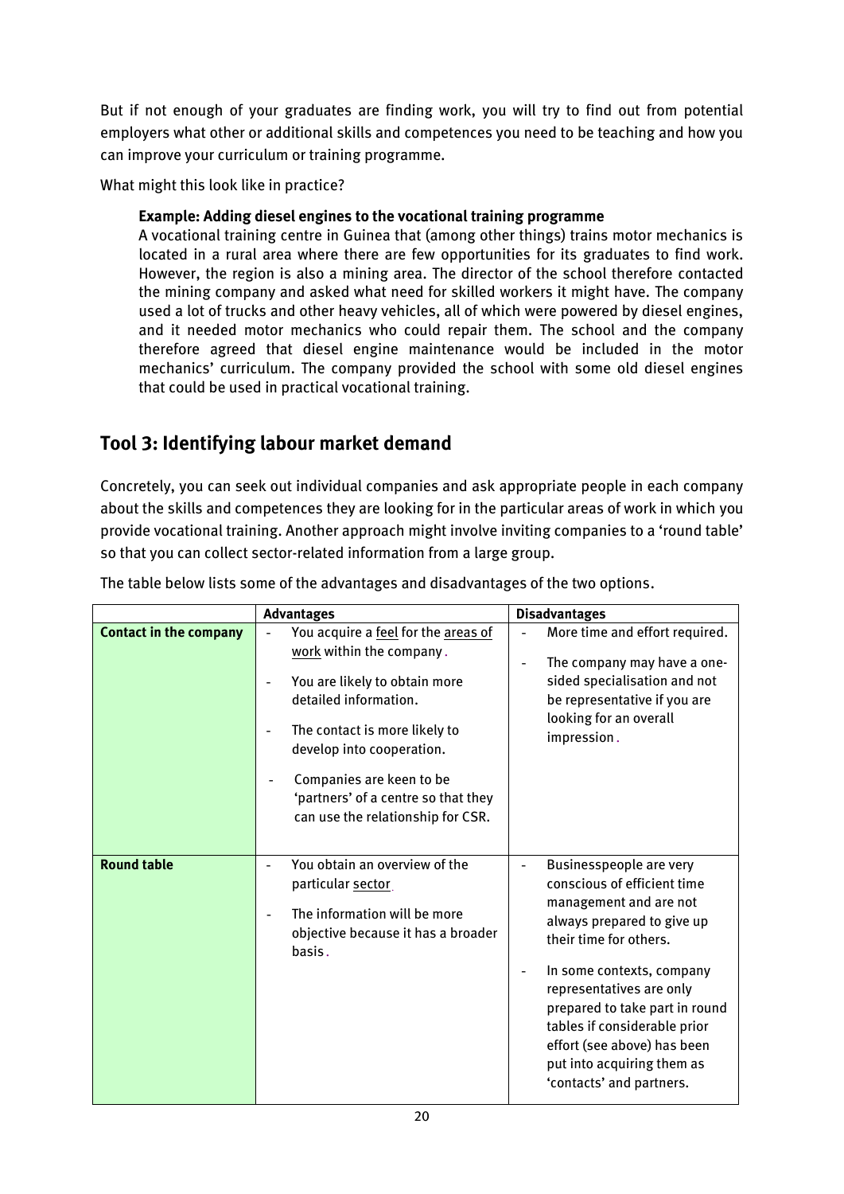But if not enough of your graduates are finding work, you will try to find out from potential employers what other or additional skills and competences you need to be teaching and how you can improve your curriculum or training programme.

What might this look like in practice?

> **Example: Adding diesel engines to the vocational training programme**
> A vocational training centre in Guinea that (among other things) trains motor mechanics is located in a rural area where there are few opportunities for its graduates to find work. However, the region is also a mining area. The director of the school therefore contacted the mining company and asked what need for skilled workers it might have. The company used a lot of trucks and other heavy vehicles, all of which were powered by diesel engines, and it needed motor mechanics who could repair them. The school and the company therefore agreed that diesel engine maintenance would be included in the motor mechanics' curriculum. The company provided the school with some old diesel engines that could be used in practical vocational training.

## Tool 3: Identifying labour market demand

Concretely, you can seek out individual companies and ask appropriate people in each company about the skills and competences they are looking for in the particular areas of work in which you provide vocational training. Another approach might involve inviting companies to a 'round table' so that you can collect sector-related information from a large group.

The table below lists some of the advantages and disadvantages of the two options.

| | **Advantages** | **Disadvantages** |
|---|---|---|
| **Contact in the company** | - You acquire a feel for the areas of work within the company.<br>- You are likely to obtain more detailed information.<br>- The contact is more likely to develop into cooperation.<br>- Companies are keen to be 'partners' of a centre so that they can use the relationship for CSR. | - More time and effort required.<br>- The company may have a one-sided specialisation and not be representative if you are looking for an overall impression. |
| **Round table** | - You obtain an overview of the particular sector<br>- The information will be more objective because it has a broader basis. | - Businesspeople are very conscious of efficient time management and are not always prepared to give up their time for others.<br>- In some contexts, company representatives are only prepared to take part in round tables if considerable prior effort (see above) has been put into acquiring them as 'contacts' and partners. |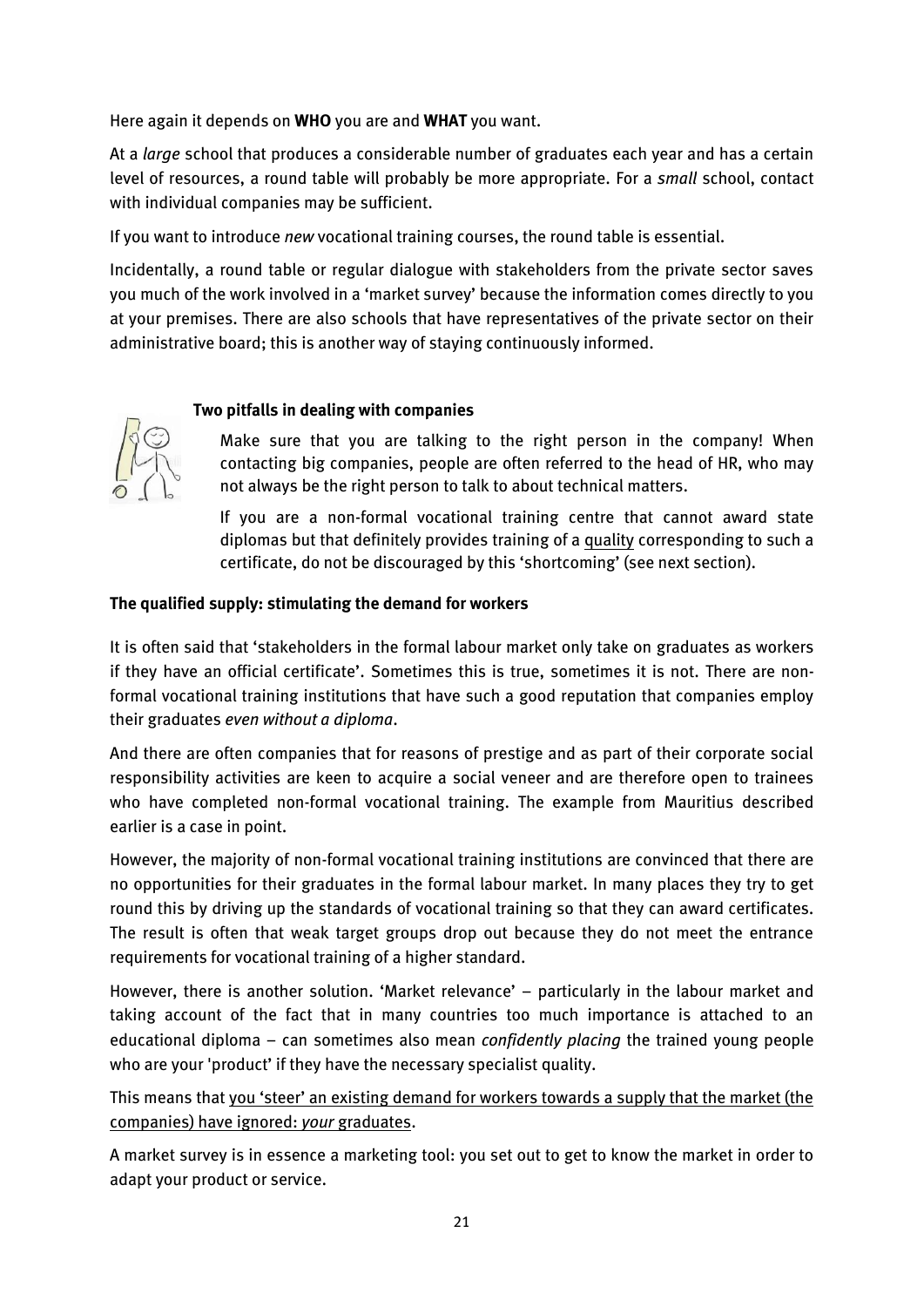Here again it depends on **WHO** you are and **WHAT** you want.

At a *large* school that produces a considerable number of graduates each year and has a certain level of resources, a round table will probably be more appropriate. For a *small* school, contact with individual companies may be sufficient.

If you want to introduce *new* vocational training courses, the round table is essential.

Incidentally, a round table or regular dialogue with stakeholders from the private sector saves you much of the work involved in a 'market survey' because the information comes directly to you at your premises. There are also schools that have representatives of the private sector on their administrative board; this is another way of staying continuously informed.

**Two pitfalls in dealing with companies**

Make sure that you are talking to the right person in the company! When contacting big companies, people are often referred to the head of HR, who may not always be the right person to talk to about technical matters.

If you are a non-formal vocational training centre that cannot award state diplomas but that definitely provides training of a quality corresponding to such a certificate, do not be discouraged by this 'shortcoming' (see next section).

**The qualified supply: stimulating the demand for workers**

It is often said that 'stakeholders in the formal labour market only take on graduates as workers if they have an official certificate'. Sometimes this is true, sometimes it is not. There are non-formal vocational training institutions that have such a good reputation that companies employ their graduates *even without a diploma*.

And there are often companies that for reasons of prestige and as part of their corporate social responsibility activities are keen to acquire a social veneer and are therefore open to trainees who have completed non-formal vocational training. The example from Mauritius described earlier is a case in point.

However, the majority of non-formal vocational training institutions are convinced that there are no opportunities for their graduates in the formal labour market. In many places they try to get round this by driving up the standards of vocational training so that they can award certificates. The result is often that weak target groups drop out because they do not meet the entrance requirements for vocational training of a higher standard.

However, there is another solution. 'Market relevance' – particularly in the labour market and taking account of the fact that in many countries too much importance is attached to an educational diploma – can sometimes also mean *confidently placing* the trained young people who are your 'product' if they have the necessary specialist quality.

This means that you 'steer' an existing demand for workers towards a supply that the market (the companies) have ignored: *your* graduates.

A market survey is in essence a marketing tool: you set out to get to know the market in order to adapt your product or service.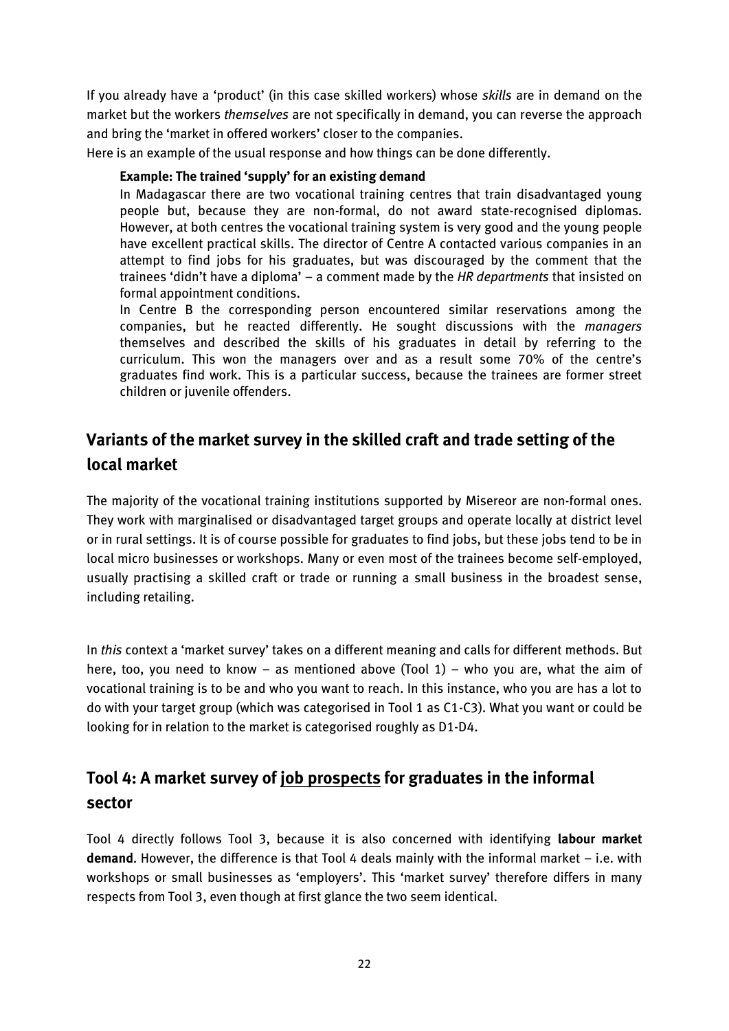If you already have a 'product' (in this case skilled workers) whose *skills* are in demand on the market but the workers *themselves* are not specifically in demand, you can reverse the approach and bring the 'market in offered workers' closer to the companies.

Here is an example of the usual response and how things can be done differently.

> **Example: The trained 'supply' for an existing demand**
>
> In Madagascar there are two vocational training centres that train disadvantaged young people but, because they are non-formal, do not award state-recognised diplomas. However, at both centres the vocational training system is very good and the young people have excellent practical skills. The director of Centre A contacted various companies in an attempt to find jobs for his graduates, but was discouraged by the comment that the trainees 'didn't have a diploma' – a comment made by the *HR departments* that insisted on formal appointment conditions.
>
> In Centre B the corresponding person encountered similar reservations among the companies, but he reacted differently. He sought discussions with the *managers* themselves and described the skills of his graduates in detail by referring to the curriculum. This won the managers over and as a result some 70% of the centre's graduates find work. This is a particular success, because the trainees are former street children or juvenile offenders.

## Variants of the market survey in the skilled craft and trade setting of the local market

The majority of the vocational training institutions supported by Misereor are non-formal ones. They work with marginalised or disadvantaged target groups and operate locally at district level or in rural settings. It is of course possible for graduates to find jobs, but these jobs tend to be in local micro businesses or workshops. Many or even most of the trainees become self-employed, usually practising a skilled craft or trade or running a small business in the broadest sense, including retailing.

In *this* context a 'market survey' takes on a different meaning and calls for different methods. But here, too, you need to know – as mentioned above (Tool 1) – who you are, what the aim of vocational training is to be and who you want to reach. In this instance, who you are has a lot to do with your target group (which was categorised in Tool 1 as C1-C3). What you want or could be looking for in relation to the market is categorised roughly as D1-D4.

## Tool 4: A market survey of job prospects for graduates in the informal sector

Tool 4 directly follows Tool 3, because it is also concerned with identifying **labour market demand**. However, the difference is that Tool 4 deals mainly with the informal market – i.e. with workshops or small businesses as 'employers'. This 'market survey' therefore differs in many respects from Tool 3, even though at first glance the two seem identical.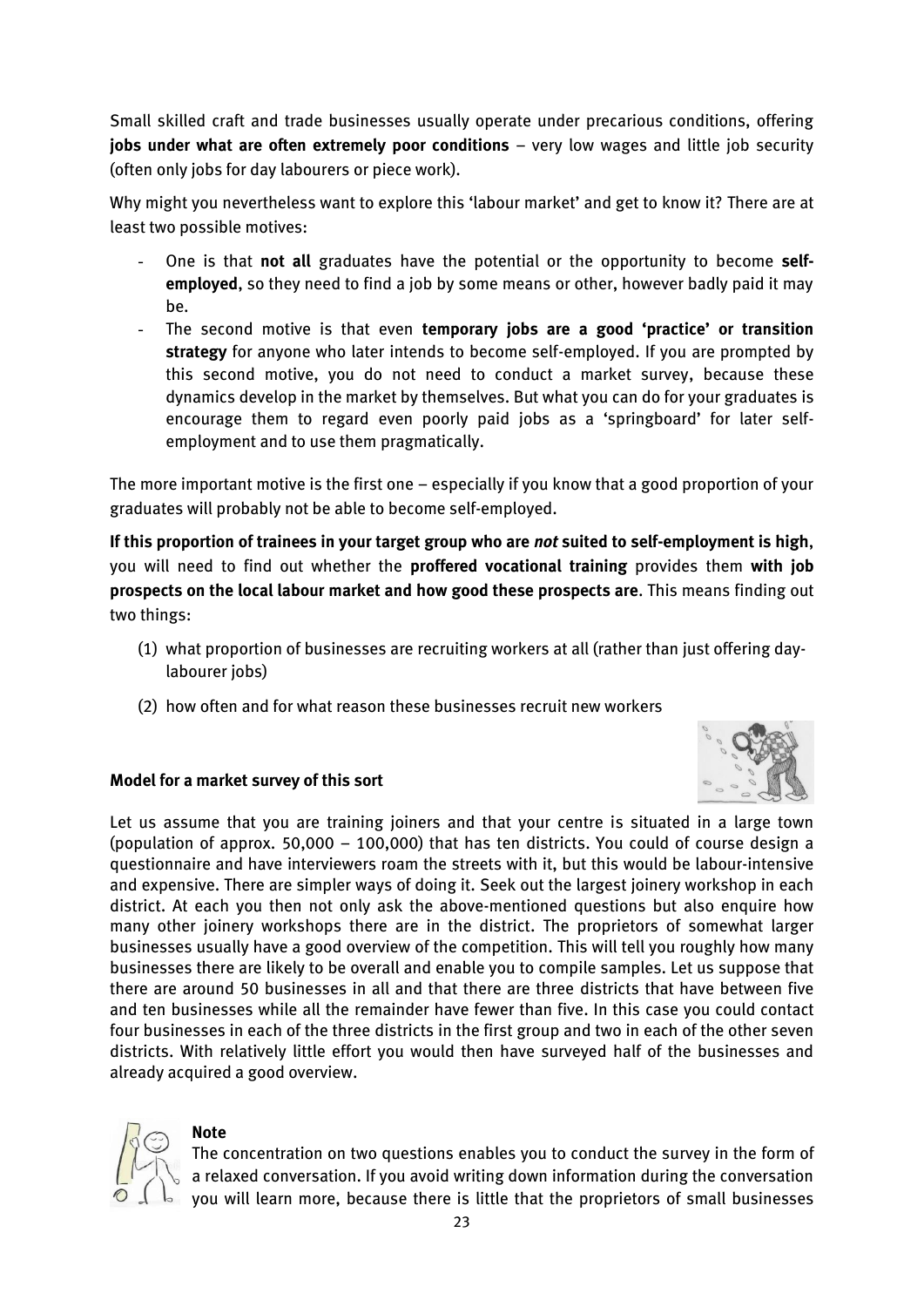Small skilled craft and trade businesses usually operate under precarious conditions, offering **jobs under what are often extremely poor conditions** – very low wages and little job security (often only jobs for day labourers or piece work).

Why might you nevertheless want to explore this 'labour market' and get to know it? There are at least two possible motives:

- One is that **not all** graduates have the potential or the opportunity to become **self-employed**, so they need to find a job by some means or other, however badly paid it may be.
- The second motive is that even **temporary jobs are a good 'practice' or transition strategy** for anyone who later intends to become self-employed. If you are prompted by this second motive, you do not need to conduct a market survey, because these dynamics develop in the market by themselves. But what you can do for your graduates is encourage them to regard even poorly paid jobs as a 'springboard' for later self-employment and to use them pragmatically.

The more important motive is the first one – especially if you know that a good proportion of your graduates will probably not be able to become self-employed.

**If this proportion of trainees in your target group who are *not* suited to self-employment is high**, you will need to find out whether the **proffered vocational training** provides them **with job prospects on the local labour market and how good these prospects are**. This means finding out two things:

(1) what proportion of businesses are recruiting workers at all (rather than just offering day-labourer jobs)

(2) how often and for what reason these businesses recruit new workers

**Model for a market survey of this sort**

Let us assume that you are training joiners and that your centre is situated in a large town (population of approx. 50,000 – 100,000) that has ten districts. You could of course design a questionnaire and have interviewers roam the streets with it, but this would be labour-intensive and expensive. There are simpler ways of doing it. Seek out the largest joinery workshop in each district. At each you then not only ask the above-mentioned questions but also enquire how many other joinery workshops there are in the district. The proprietors of somewhat larger businesses usually have a good overview of the competition. This will tell you roughly how many businesses there are likely to be overall and enable you to compile samples. Let us suppose that there are around 50 businesses in all and that there are three districts that have between five and ten businesses while all the remainder have fewer than five. In this case you could contact four businesses in each of the three districts in the first group and two in each of the other seven districts. With relatively little effort you would then have surveyed half of the businesses and already acquired a good overview.

**Note**

The concentration on two questions enables you to conduct the survey in the form of a relaxed conversation. If you avoid writing down information during the conversation you will learn more, because there is little that the proprietors of small businesses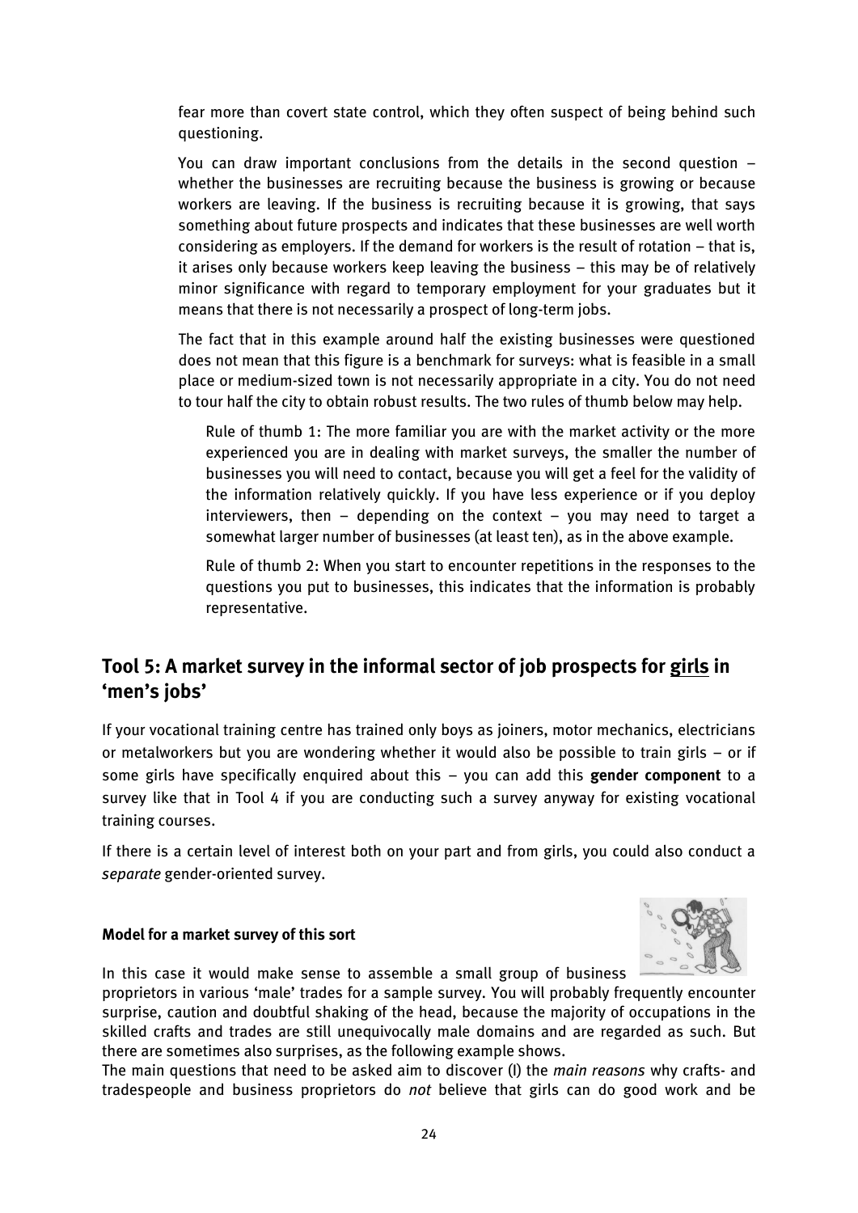fear more than covert state control, which they often suspect of being behind such questioning.

You can draw important conclusions from the details in the second question – whether the businesses are recruiting because the business is growing or because workers are leaving. If the business is recruiting because it is growing, that says something about future prospects and indicates that these businesses are well worth considering as employers. If the demand for workers is the result of rotation – that is, it arises only because workers keep leaving the business – this may be of relatively minor significance with regard to temporary employment for your graduates but it means that there is not necessarily a prospect of long-term jobs.

The fact that in this example around half the existing businesses were questioned does not mean that this figure is a benchmark for surveys: what is feasible in a small place or medium-sized town is not necessarily appropriate in a city. You do not need to tour half the city to obtain robust results. The two rules of thumb below may help.

Rule of thumb 1: The more familiar you are with the market activity or the more experienced you are in dealing with market surveys, the smaller the number of businesses you will need to contact, because you will get a feel for the validity of the information relatively quickly. If you have less experience or if you deploy interviewers, then – depending on the context – you may need to target a somewhat larger number of businesses (at least ten), as in the above example.

Rule of thumb 2: When you start to encounter repetitions in the responses to the questions you put to businesses, this indicates that the information is probably representative.

## Tool 5: A market survey in the informal sector of job prospects for girls in 'men's jobs'

If your vocational training centre has trained only boys as joiners, motor mechanics, electricians or metalworkers but you are wondering whether it would also be possible to train girls – or if some girls have specifically enquired about this – you can add this **gender component** to a survey like that in Tool 4 if you are conducting such a survey anyway for existing vocational training courses.

If there is a certain level of interest both on your part and from girls, you could also conduct a *separate* gender-oriented survey.

#### Model for a market survey of this sort

In this case it would make sense to assemble a small group of business proprietors in various 'male' trades for a sample survey. You will probably frequently encounter surprise, caution and doubtful shaking of the head, because the majority of occupations in the skilled crafts and trades are still unequivocally male domains and are regarded as such. But there are sometimes also surprises, as the following example shows.

The main questions that need to be asked aim to discover (I) the *main reasons* why crafts- and tradespeople and business proprietors do *not* believe that girls can do good work and be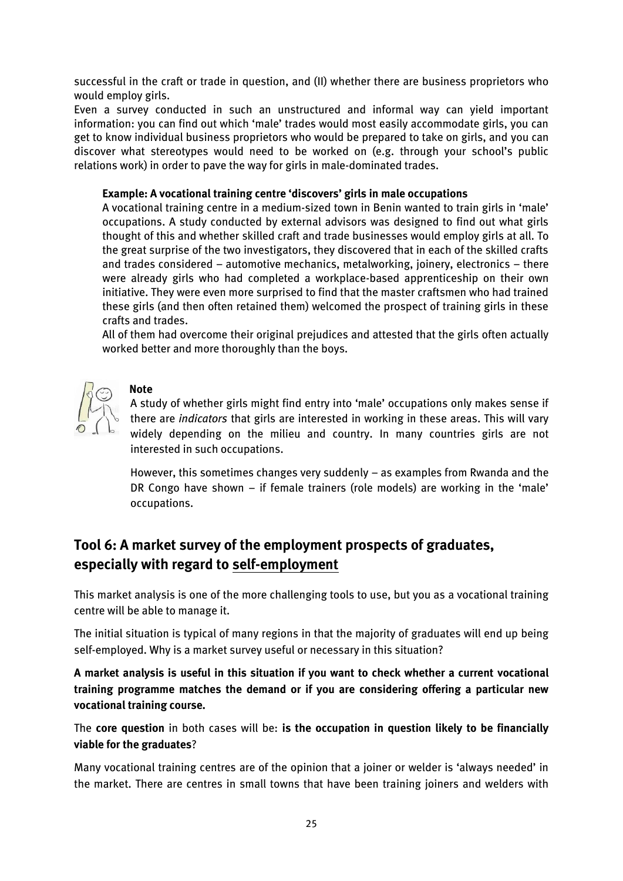successful in the craft or trade in question, and (II) whether there are business proprietors who would employ girls.

Even a survey conducted in such an unstructured and informal way can yield important information: you can find out which 'male' trades would most easily accommodate girls, you can get to know individual business proprietors who would be prepared to take on girls, and you can discover what stereotypes would need to be worked on (e.g. through your school's public relations work) in order to pave the way for girls in male-dominated trades.

> **Example: A vocational training centre 'discovers' girls in male occupations**
>
> A vocational training centre in a medium-sized town in Benin wanted to train girls in 'male' occupations. A study conducted by external advisors was designed to find out what girls thought of this and whether skilled craft and trade businesses would employ girls at all. To the great surprise of the two investigators, they discovered that in each of the skilled crafts and trades considered – automotive mechanics, metalworking, joinery, electronics – there were already girls who had completed a workplace-based apprenticeship on their own initiative. They were even more surprised to find that the master craftsmen who had trained these girls (and then often retained them) welcomed the prospect of training girls in these crafts and trades.
>
> All of them had overcome their original prejudices and attested that the girls often actually worked better and more thoroughly than the boys.

**Note**

A study of whether girls might find entry into 'male' occupations only makes sense if there are *indicators* that girls are interested in working in these areas. This will vary widely depending on the milieu and country. In many countries girls are not interested in such occupations.

However, this sometimes changes very suddenly – as examples from Rwanda and the DR Congo have shown – if female trainers (role models) are working in the 'male' occupations.

## Tool 6: A market survey of the employment prospects of graduates, especially with regard to self-employment

This market analysis is one of the more challenging tools to use, but you as a vocational training centre will be able to manage it.

The initial situation is typical of many regions in that the majority of graduates will end up being self-employed. Why is a market survey useful or necessary in this situation?

**A market analysis is useful in this situation if you want to check whether a current vocational training programme matches the demand or if you are considering offering a particular new vocational training course.**

The **core question** in both cases will be: **is the occupation in question likely to be financially viable for the graduates**?

Many vocational training centres are of the opinion that a joiner or welder is 'always needed' in the market. There are centres in small towns that have been training joiners and welders with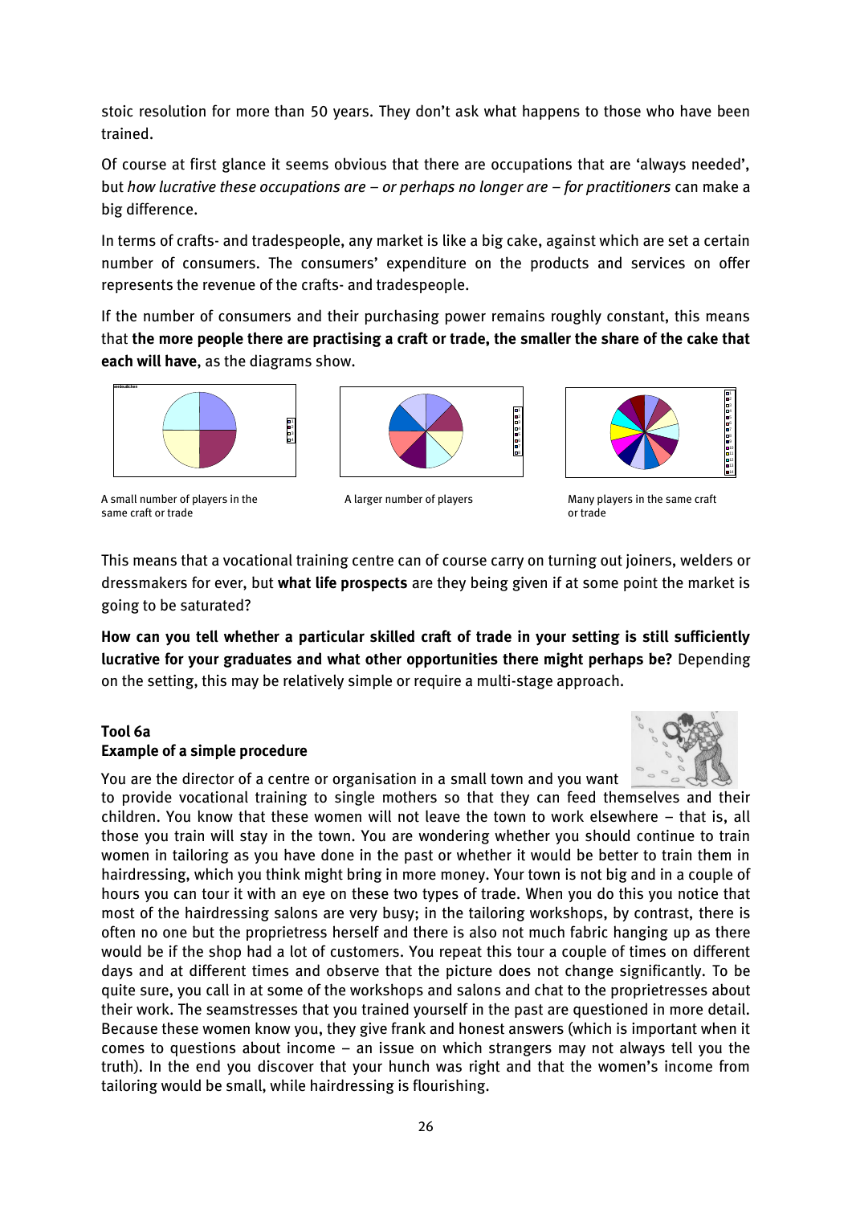stoic resolution for more than 50 years. They don't ask what happens to those who have been trained.

Of course at first glance it seems obvious that there are occupations that are 'always needed', but *how lucrative these occupations are – or perhaps no longer are – for practitioners* can make a big difference.

In terms of crafts- and tradespeople, any market is like a big cake, against which are set a certain number of consumers. The consumers' expenditure on the products and services on offer represents the revenue of the crafts- and tradespeople.

If the number of consumers and their purchasing power remains roughly constant, this means that **the more people there are practising a craft or trade, the smaller the share of the cake that each will have**, as the diagrams show.

A small number of players in the same craft or trade

A larger number of players

Many players in the same craft or trade

This means that a vocational training centre can of course carry on turning out joiners, welders or dressmakers for ever, but **what life prospects** are they being given if at some point the market is going to be saturated?

**How can you tell whether a particular skilled craft of trade in your setting is still sufficiently lucrative for your graduates and what other opportunities there might perhaps be?** Depending on the setting, this may be relatively simple or require a multi-stage approach.

**Tool 6a**
**Example of a simple procedure**

You are the director of a centre or organisation in a small town and you want to provide vocational training to single mothers so that they can feed themselves and their children. You know that these women will not leave the town to work elsewhere – that is, all those you train will stay in the town. You are wondering whether you should continue to train women in tailoring as you have done in the past or whether it would be better to train them in hairdressing, which you think might bring in more money. Your town is not big and in a couple of hours you can tour it with an eye on these two types of trade. When you do this you notice that most of the hairdressing salons are very busy; in the tailoring workshops, by contrast, there is often no one but the proprietress herself and there is also not much fabric hanging up as there would be if the shop had a lot of customers. You repeat this tour a couple of times on different days and at different times and observe that the picture does not change significantly. To be quite sure, you call in at some of the workshops and salons and chat to the proprietresses about their work. The seamstresses that you trained yourself in the past are questioned in more detail. Because these women know you, they give frank and honest answers (which is important when it comes to questions about income – an issue on which strangers may not always tell you the truth). In the end you discover that your hunch was right and that the women's income from tailoring would be small, while hairdressing is flourishing.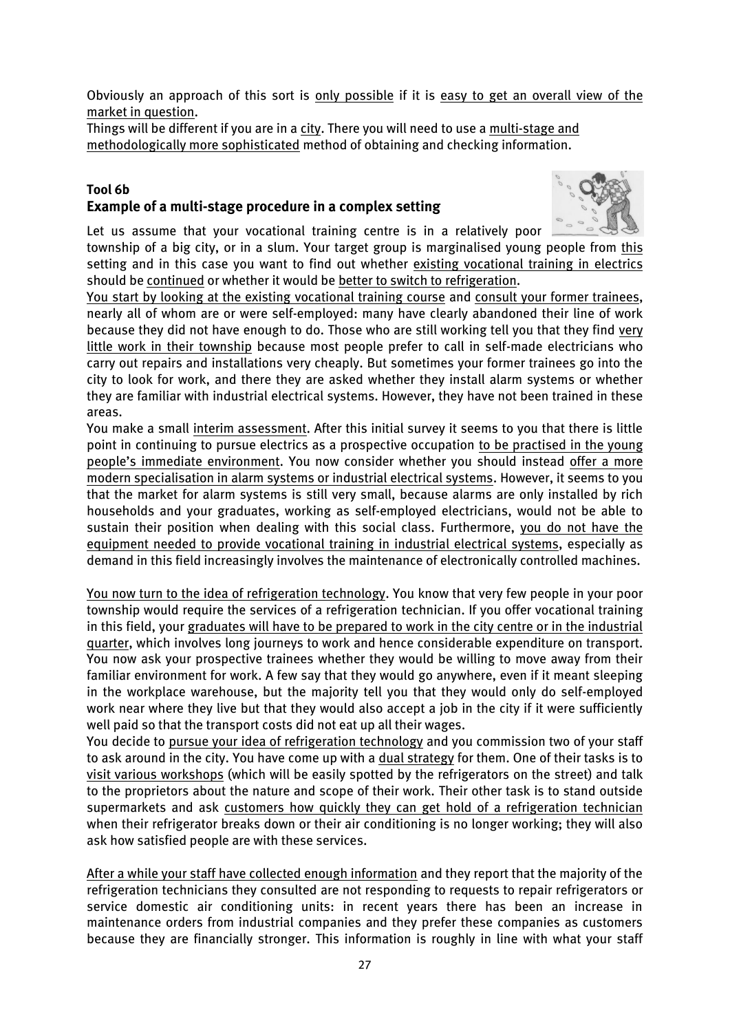Obviously an approach of this sort is only possible if it is easy to get an overall view of the market in question.

Things will be different if you are in a city. There you will need to use a multi-stage and methodologically more sophisticated method of obtaining and checking information.

**Tool 6b**

### Example of a multi-stage procedure in a complex setting

Let us assume that your vocational training centre is in a relatively poor township of a big city, or in a slum. Your target group is marginalised young people from this setting and in this case you want to find out whether existing vocational training in electrics should be continued or whether it would be better to switch to refrigeration.

You start by looking at the existing vocational training course and consult your former trainees, nearly all of whom are or were self-employed: many have clearly abandoned their line of work because they did not have enough to do. Those who are still working tell you that they find very little work in their township because most people prefer to call in self-made electricians who carry out repairs and installations very cheaply. But sometimes your former trainees go into the city to look for work, and there they are asked whether they install alarm systems or whether they are familiar with industrial electrical systems. However, they have not been trained in these areas.

You make a small interim assessment. After this initial survey it seems to you that there is little point in continuing to pursue electrics as a prospective occupation to be practised in the young people's immediate environment. You now consider whether you should instead offer a more modern specialisation in alarm systems or industrial electrical systems. However, it seems to you that the market for alarm systems is still very small, because alarms are only installed by rich households and your graduates, working as self-employed electricians, would not be able to sustain their position when dealing with this social class. Furthermore, you do not have the equipment needed to provide vocational training in industrial electrical systems, especially as demand in this field increasingly involves the maintenance of electronically controlled machines.

You now turn to the idea of refrigeration technology. You know that very few people in your poor township would require the services of a refrigeration technician. If you offer vocational training in this field, your graduates will have to be prepared to work in the city centre or in the industrial quarter, which involves long journeys to work and hence considerable expenditure on transport. You now ask your prospective trainees whether they would be willing to move away from their familiar environment for work. A few say that they would go anywhere, even if it meant sleeping in the workplace warehouse, but the majority tell you that they would only do self-employed work near where they live but that they would also accept a job in the city if it were sufficiently well paid so that the transport costs did not eat up all their wages.

You decide to pursue your idea of refrigeration technology and you commission two of your staff to ask around in the city. You have come up with a dual strategy for them. One of their tasks is to visit various workshops (which will be easily spotted by the refrigerators on the street) and talk to the proprietors about the nature and scope of their work. Their other task is to stand outside supermarkets and ask customers how quickly they can get hold of a refrigeration technician when their refrigerator breaks down or their air conditioning is no longer working; they will also ask how satisfied people are with these services.

After a while your staff have collected enough information and they report that the majority of the refrigeration technicians they consulted are not responding to requests to repair refrigerators or service domestic air conditioning units: in recent years there has been an increase in maintenance orders from industrial companies and they prefer these companies as customers because they are financially stronger. This information is roughly in line with what your staff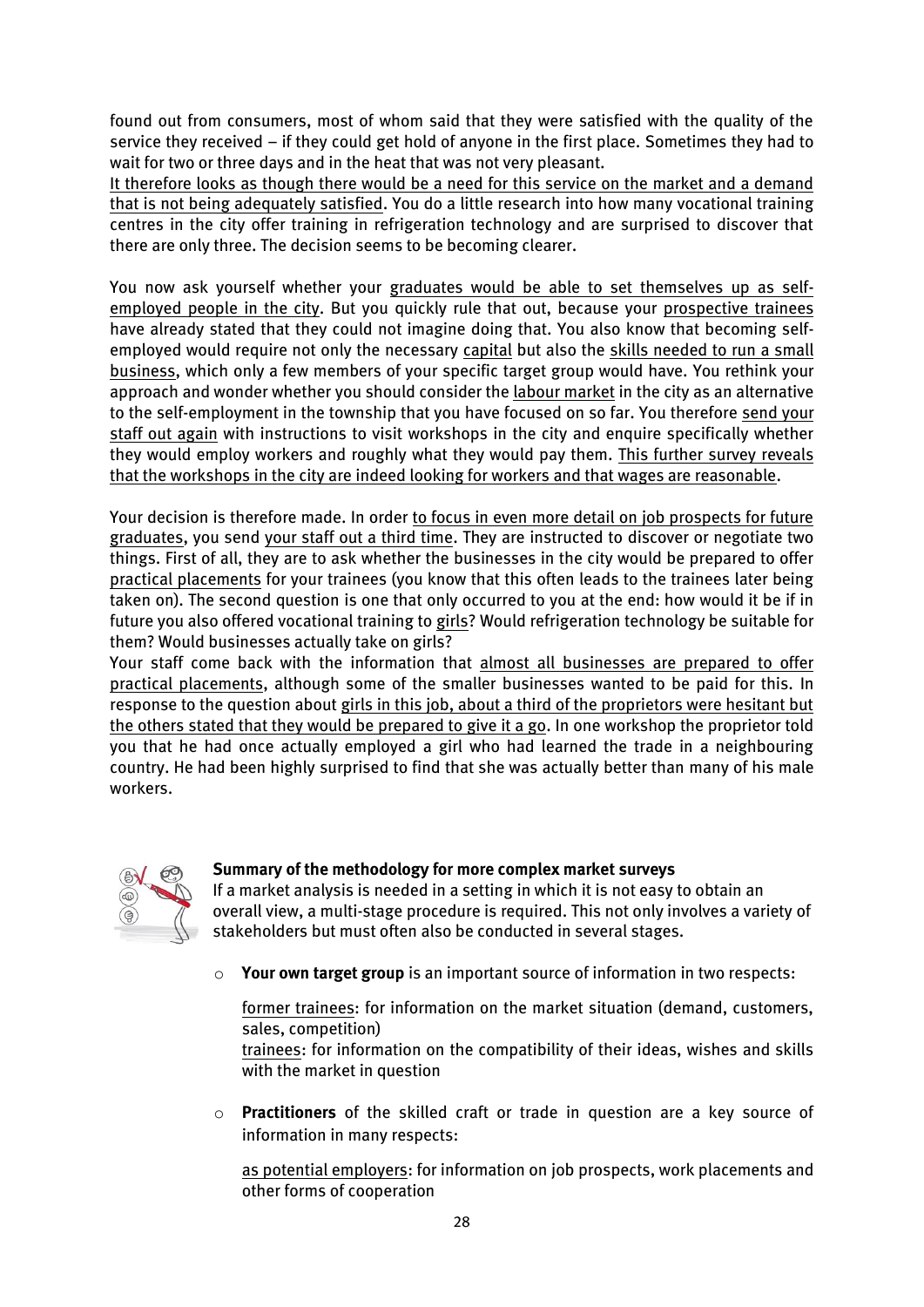found out from consumers, most of whom said that they were satisfied with the quality of the service they received – if they could get hold of anyone in the first place. Sometimes they had to wait for two or three days and in the heat that was not very pleasant.
It therefore looks as though there would be a need for this service on the market and a demand that is not being adequately satisfied. You do a little research into how many vocational training centres in the city offer training in refrigeration technology and are surprised to discover that there are only three. The decision seems to be becoming clearer.

You now ask yourself whether your graduates would be able to set themselves up as self-employed people in the city. But you quickly rule that out, because your prospective trainees have already stated that they could not imagine doing that. You also know that becoming self-employed would require not only the necessary capital but also the skills needed to run a small business, which only a few members of your specific target group would have. You rethink your approach and wonder whether you should consider the labour market in the city as an alternative to the self-employment in the township that you have focused on so far. You therefore send your staff out again with instructions to visit workshops in the city and enquire specifically whether they would employ workers and roughly what they would pay them. This further survey reveals that the workshops in the city are indeed looking for workers and that wages are reasonable.

Your decision is therefore made. In order to focus in even more detail on job prospects for future graduates, you send your staff out a third time. They are instructed to discover or negotiate two things. First of all, they are to ask whether the businesses in the city would be prepared to offer practical placements for your trainees (you know that this often leads to the trainees later being taken on). The second question is one that only occurred to you at the end: how would it be if in future you also offered vocational training to girls? Would refrigeration technology be suitable for them? Would businesses actually take on girls?
Your staff come back with the information that almost all businesses are prepared to offer practical placements, although some of the smaller businesses wanted to be paid for this. In response to the question about girls in this job, about a third of the proprietors were hesitant but the others stated that they would be prepared to give it a go. In one workshop the proprietor told you that he had once actually employed a girl who had learned the trade in a neighbouring country. He had been highly surprised to find that she was actually better than many of his male workers.

**Summary of the methodology for more complex market surveys**
If a market analysis is needed in a setting in which it is not easy to obtain an overall view, a multi-stage procedure is required. This not only involves a variety of stakeholders but must often also be conducted in several stages.

- **Your own target group** is an important source of information in two respects:

  former trainees: for information on the market situation (demand, customers, sales, competition)
  trainees: for information on the compatibility of their ideas, wishes and skills with the market in question

- **Practitioners** of the skilled craft or trade in question are a key source of information in many respects:

  as potential employers: for information on job prospects, work placements and other forms of cooperation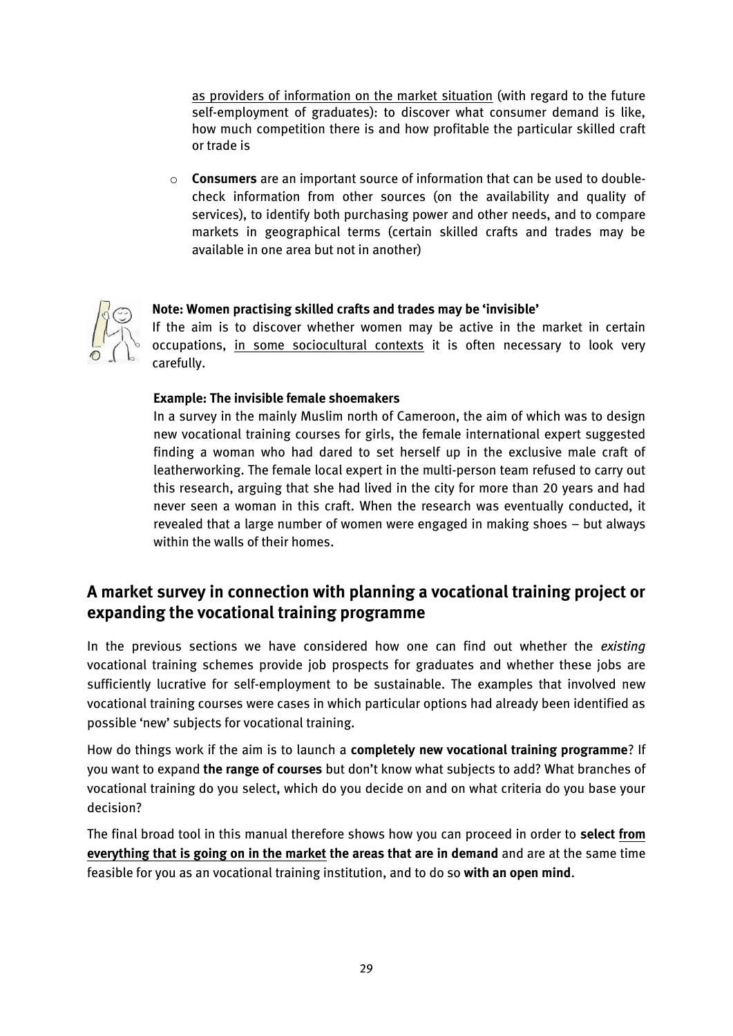as providers of information on the market situation (with regard to the future self-employment of graduates): to discover what consumer demand is like, how much competition there is and how profitable the particular skilled craft or trade is

- **Consumers** are an important source of information that can be used to double-check information from other sources (on the availability and quality of services), to identify both purchasing power and other needs, and to compare markets in geographical terms (certain skilled crafts and trades may be available in one area but not in another)

**Note: Women practising skilled crafts and trades may be 'invisible'**

If the aim is to discover whether women may be active in the market in certain occupations, in some sociocultural contexts it is often necessary to look very carefully.

**Example: The invisible female shoemakers**

In a survey in the mainly Muslim north of Cameroon, the aim of which was to design new vocational training courses for girls, the female international expert suggested finding a woman who had dared to set herself up in the exclusive male craft of leatherworking. The female local expert in the multi-person team refused to carry out this research, arguing that she had lived in the city for more than 20 years and had never seen a woman in this craft. When the research was eventually conducted, it revealed that a large number of women were engaged in making shoes – but always within the walls of their homes.

## A market survey in connection with planning a vocational training project or expanding the vocational training programme

In the previous sections we have considered how one can find out whether the *existing* vocational training schemes provide job prospects for graduates and whether these jobs are sufficiently lucrative for self-employment to be sustainable. The examples that involved new vocational training courses were cases in which particular options had already been identified as possible 'new' subjects for vocational training.

How do things work if the aim is to launch a **completely new vocational training programme**? If you want to expand **the range of courses** but don't know what subjects to add? What branches of vocational training do you select, which do you decide on and on what criteria do you base your decision?

The final broad tool in this manual therefore shows how you can proceed in order to **select from everything that is going on in the market the areas that are in demand** and are at the same time feasible for you as an vocational training institution, and to do so **with an open mind**.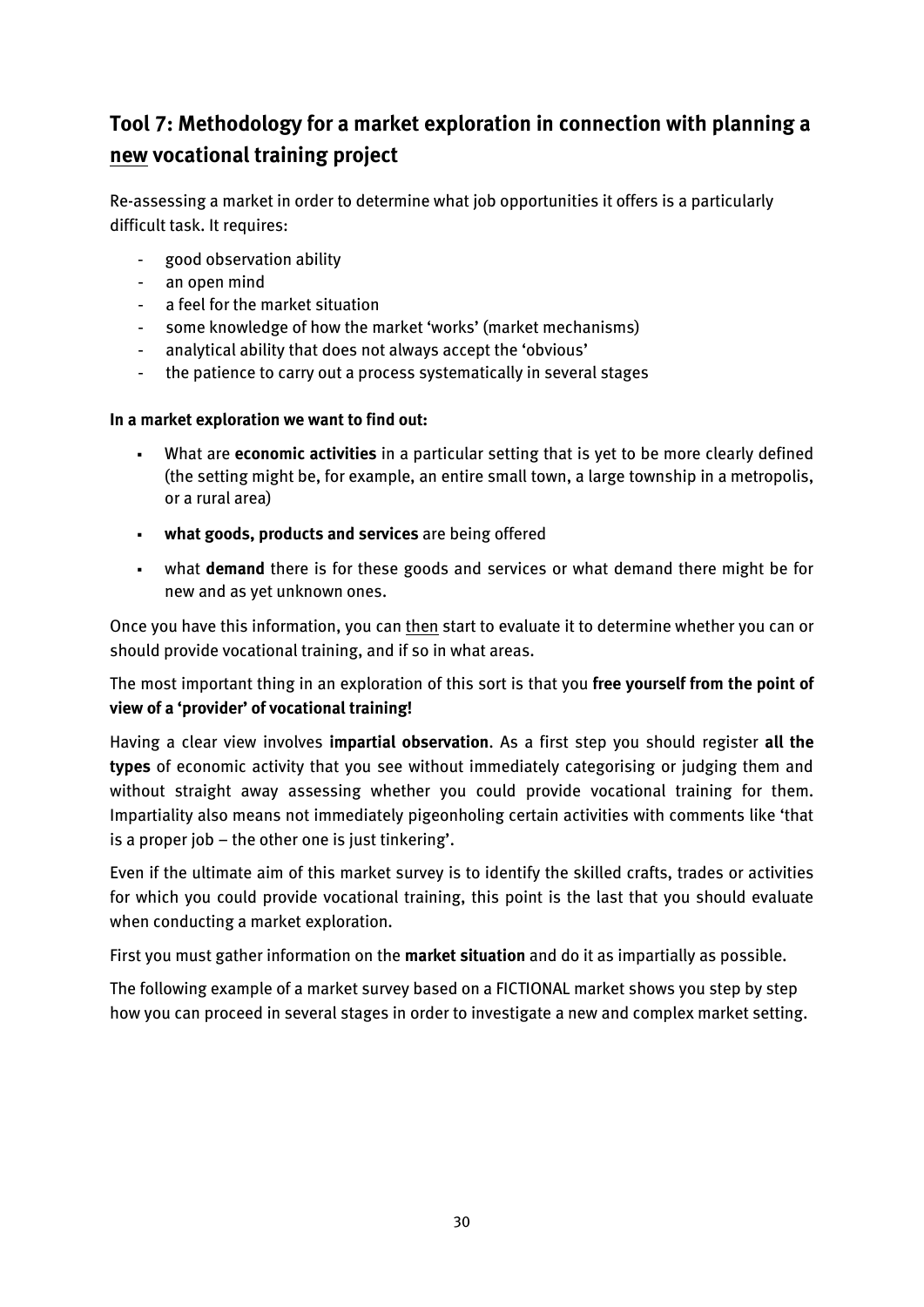## Tool 7: Methodology for a market exploration in connection with planning a <u>new</u> vocational training project

Re-assessing a market in order to determine what job opportunities it offers is a particularly difficult task. It requires:

- good observation ability
- an open mind
- a feel for the market situation
- some knowledge of how the market 'works' (market mechanisms)
- analytical ability that does not always accept the 'obvious'
- the patience to carry out a process systematically in several stages

**In a market exploration we want to find out:**

- What are **economic activities** in a particular setting that is yet to be more clearly defined (the setting might be, for example, an entire small town, a large township in a metropolis, or a rural area)
- **what goods, products and services** are being offered
- what **demand** there is for these goods and services or what demand there might be for new and as yet unknown ones.

Once you have this information, you can <u>then</u> start to evaluate it to determine whether you can or should provide vocational training, and if so in what areas.

The most important thing in an exploration of this sort is that you **free yourself from the point of view of a 'provider' of vocational training!**

Having a clear view involves **impartial observation**. As a first step you should register **all the types** of economic activity that you see without immediately categorising or judging them and without straight away assessing whether you could provide vocational training for them. Impartiality also means not immediately pigeonholing certain activities with comments like 'that is a proper job – the other one is just tinkering'.

Even if the ultimate aim of this market survey is to identify the skilled crafts, trades or activities for which you could provide vocational training, this point is the last that you should evaluate when conducting a market exploration.

First you must gather information on the **market situation** and do it as impartially as possible.

The following example of a market survey based on a FICTIONAL market shows you step by step how you can proceed in several stages in order to investigate a new and complex market setting.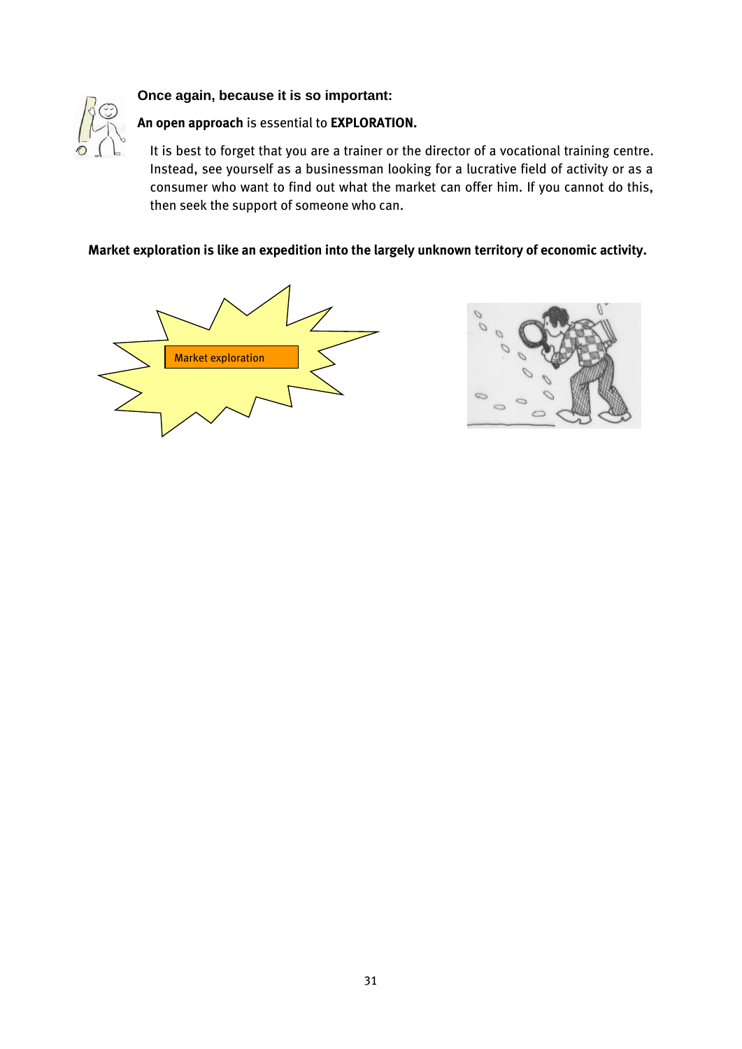**Once again, because it is so important:**

**An open approach** is essential to **EXPLORATION.**

It is best to forget that you are a trainer or the director of a vocational training centre. Instead, see yourself as a businessman looking for a lucrative field of activity or as a consumer who want to find out what the market can offer him. If you cannot do this, then seek the support of someone who can.

**Market exploration is like an expedition into the largely unknown territory of economic activity.**

Market exploration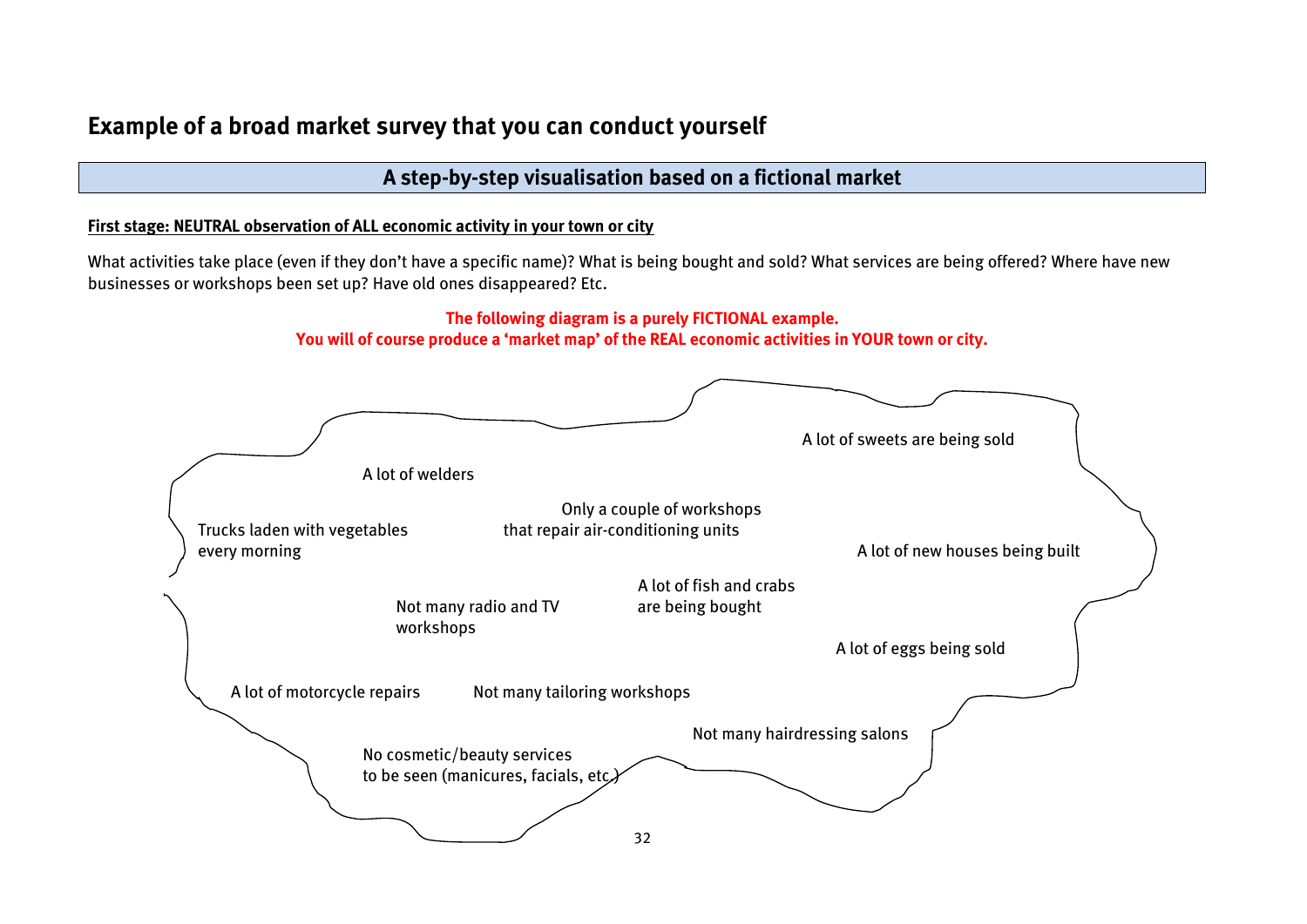## Example of a broad market survey that you can conduct yourself

### A step-by-step visualisation based on a fictional market

**First stage: NEUTRAL observation of ALL economic activity in your town or city**

What activities take place (even if they don't have a specific name)? What is being bought and sold? What services are being offered? Where have new businesses or workshops been set up? Have old ones disappeared? Etc.

**The following diagram is a purely FICTIONAL example.**
**You will of course produce a 'market map' of the REAL economic activities in YOUR town or city.**

A lot of sweets are being sold

A lot of welders

Only a couple of workshops that repair air-conditioning units

Trucks laden with vegetables every morning

A lot of new houses being built

A lot of fish and crabs are being bought

Not many radio and TV workshops

A lot of eggs being sold

A lot of motorcycle repairs

Not many tailoring workshops

Not many hairdressing salons

No cosmetic/beauty services to be seen (manicures, facials, etc.)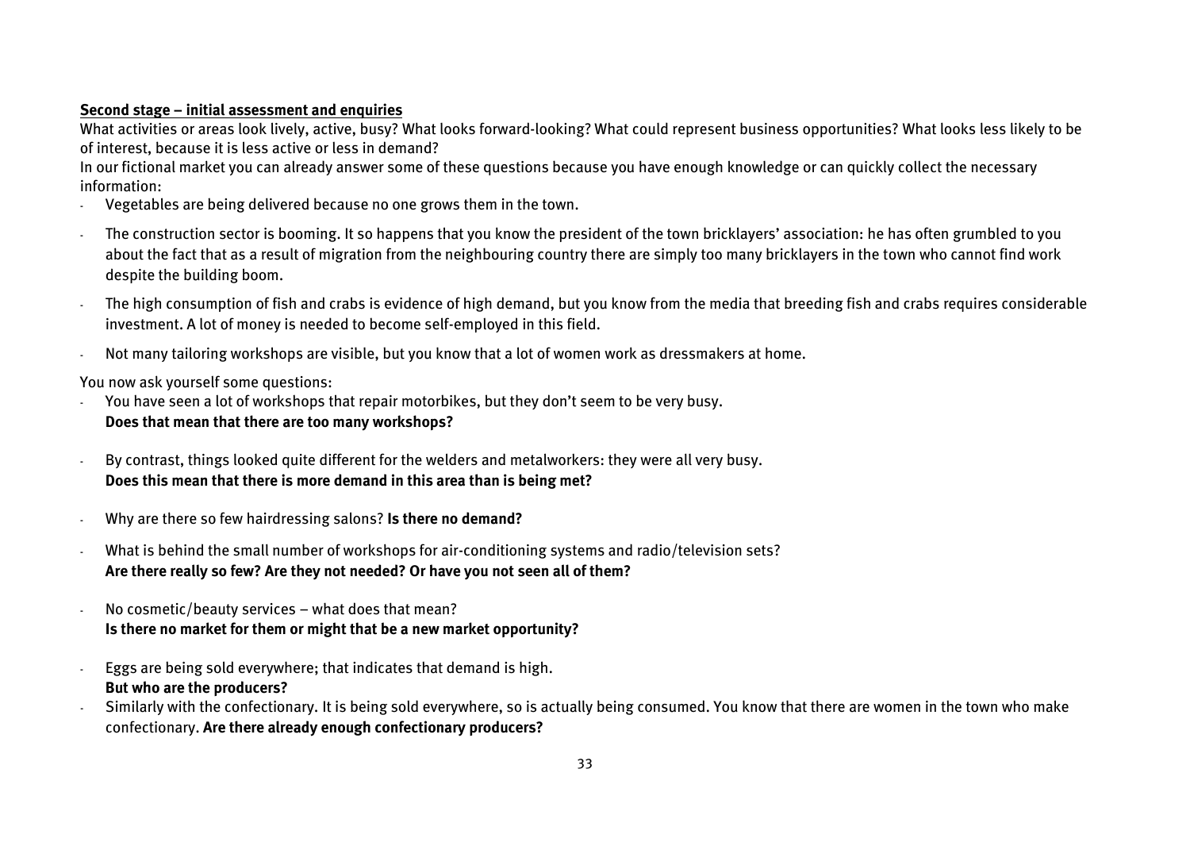**Second stage – initial assessment and enquiries**

What activities or areas look lively, active, busy? What looks forward-looking? What could represent business opportunities? What looks less likely to be of interest, because it is less active or less in demand?

In our fictional market you can already answer some of these questions because you have enough knowledge or can quickly collect the necessary information:

- Vegetables are being delivered because no one grows them in the town.
- The construction sector is booming. It so happens that you know the president of the town bricklayers' association: he has often grumbled to you about the fact that as a result of migration from the neighbouring country there are simply too many bricklayers in the town who cannot find work despite the building boom.
- The high consumption of fish and crabs is evidence of high demand, but you know from the media that breeding fish and crabs requires considerable investment. A lot of money is needed to become self-employed in this field.
- Not many tailoring workshops are visible, but you know that a lot of women work as dressmakers at home.

You now ask yourself some questions:

- You have seen a lot of workshops that repair motorbikes, but they don't seem to be very busy.
  **Does that mean that there are too many workshops?**
- By contrast, things looked quite different for the welders and metalworkers: they were all very busy.
  **Does this mean that there is more demand in this area than is being met?**
- Why are there so few hairdressing salons? **Is there no demand?**
- What is behind the small number of workshops for air-conditioning systems and radio/television sets?
  **Are there really so few? Are they not needed? Or have you not seen all of them?**
- No cosmetic/beauty services – what does that mean?
  **Is there no market for them or might that be a new market opportunity?**
- Eggs are being sold everywhere; that indicates that demand is high.
  **But who are the producers?**
- Similarly with the confectionary. It is being sold everywhere, so is actually being consumed. You know that there are women in the town who make confectionary. **Are there already enough confectionary producers?**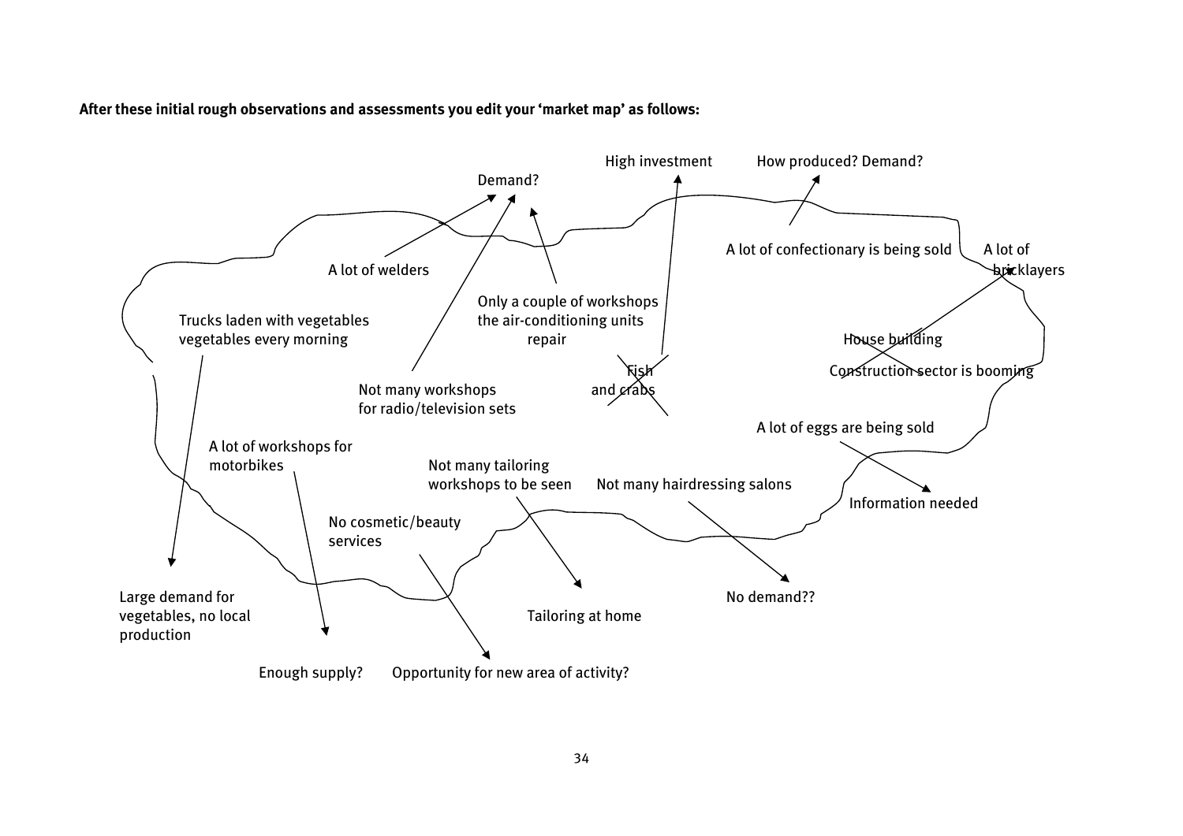**After these initial rough observations and assessments you edit your 'market map' as follows:**

- A lot of welders → Demand?
- Not many workshops for radio/television sets → Demand?
- Only a couple of workshops the air-conditioning units repair → Demand?
- ~~Fish and crabs~~ → High investment
- A lot of confectionary is being sold → How produced? Demand?
- ~~House building~~ → A lot of bricklayers
- ~~Construction sector is booming~~ → A lot of bricklayers
- Trucks laden with vegetables vegetables every morning → Large demand for vegetables, no local production
- A lot of workshops for motorbikes → Enough supply?
- No cosmetic/beauty services → Opportunity for new area of activity?
- Not many tailoring workshops to be seen → Tailoring at home
- Not many hairdressing salons → No demand??
- A lot of eggs are being sold → Information needed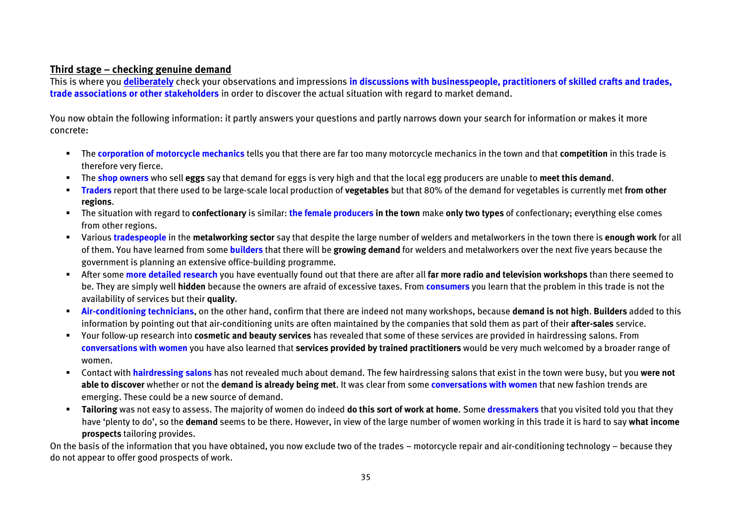**Third stage – checking genuine demand**

This is where you **deliberately** check your observations and impressions **in discussions with businesspeople, practitioners of skilled crafts and trades, trade associations or other stakeholders** in order to discover the actual situation with regard to market demand.

You now obtain the following information: it partly answers your questions and partly narrows down your search for information or makes it more concrete:

- The **corporation of motorcycle mechanics** tells you that there are far too many motorcycle mechanics in the town and that **competition** in this trade is therefore very fierce.
- The **shop owners** who sell **eggs** say that demand for eggs is very high and that the local egg producers are unable to **meet this demand**.
- **Traders** report that there used to be large-scale local production of **vegetables** but that 80% of the demand for vegetables is currently met **from other regions**.
- The situation with regard to **confectionary** is similar: **the female producers in the town** make **only two types** of confectionary; everything else comes from other regions.
- Various **tradespeople** in the **metalworking sector** say that despite the large number of welders and metalworkers in the town there is **enough work** for all of them. You have learned from some **builders** that there will be **growing demand** for welders and metalworkers over the next five years because the government is planning an extensive office-building programme.
- After some **more detailed research** you have eventually found out that there are after all **far more radio and television workshops** than there seemed to be. They are simply well **hidden** because the owners are afraid of excessive taxes. From **consumers** you learn that the problem in this trade is not the availability of services but their **quality**.
- **Air-conditioning technicians**, on the other hand, confirm that there are indeed not many workshops, because **demand is not high**. **Builders** added to this information by pointing out that air-conditioning units are often maintained by the companies that sold them as part of their **after-sales** service.
- Your follow-up research into **cosmetic and beauty services** has revealed that some of these services are provided in hairdressing salons. From **conversations with women** you have also learned that **services provided by trained practitioners** would be very much welcomed by a broader range of women.
- Contact with **hairdressing salons** has not revealed much about demand. The few hairdressing salons that exist in the town were busy, but you **were not able to discover** whether or not the **demand is already being met**. It was clear from some **conversations with women** that new fashion trends are emerging. These could be a new source of demand.
- **Tailoring** was not easy to assess. The majority of women do indeed **do this sort of work at home**. Some **dressmakers** that you visited told you that they have 'plenty to do', so the **demand** seems to be there. However, in view of the large number of women working in this trade it is hard to say **what income prospects** tailoring provides.

On the basis of the information that you have obtained, you now exclude two of the trades – motorcycle repair and air-conditioning technology – because they do not appear to offer good prospects of work.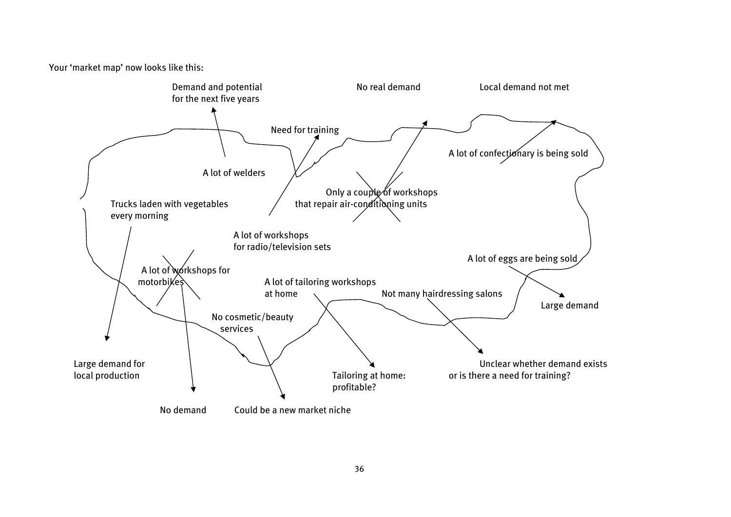Your 'market map' now looks like this:

- A lot of welders → Demand and potential for the next five years
- A lot of workshops for radio/television sets → Need for training
- ~~Only a couple of workshops that repair air-conditioning units~~ → No real demand
- A lot of confectionary is being sold → Local demand not met
- Trucks laden with vegetables every morning → Large demand for local production
- ~~A lot of workshops for motorbikes~~ → No demand
- No cosmetic/beauty services → Could be a new market niche
- A lot of tailoring workshops at home → Tailoring at home: profitable?
- Not many hairdressing salons → Unclear whether demand exists or is there a need for training?
- A lot of eggs are being sold → Large demand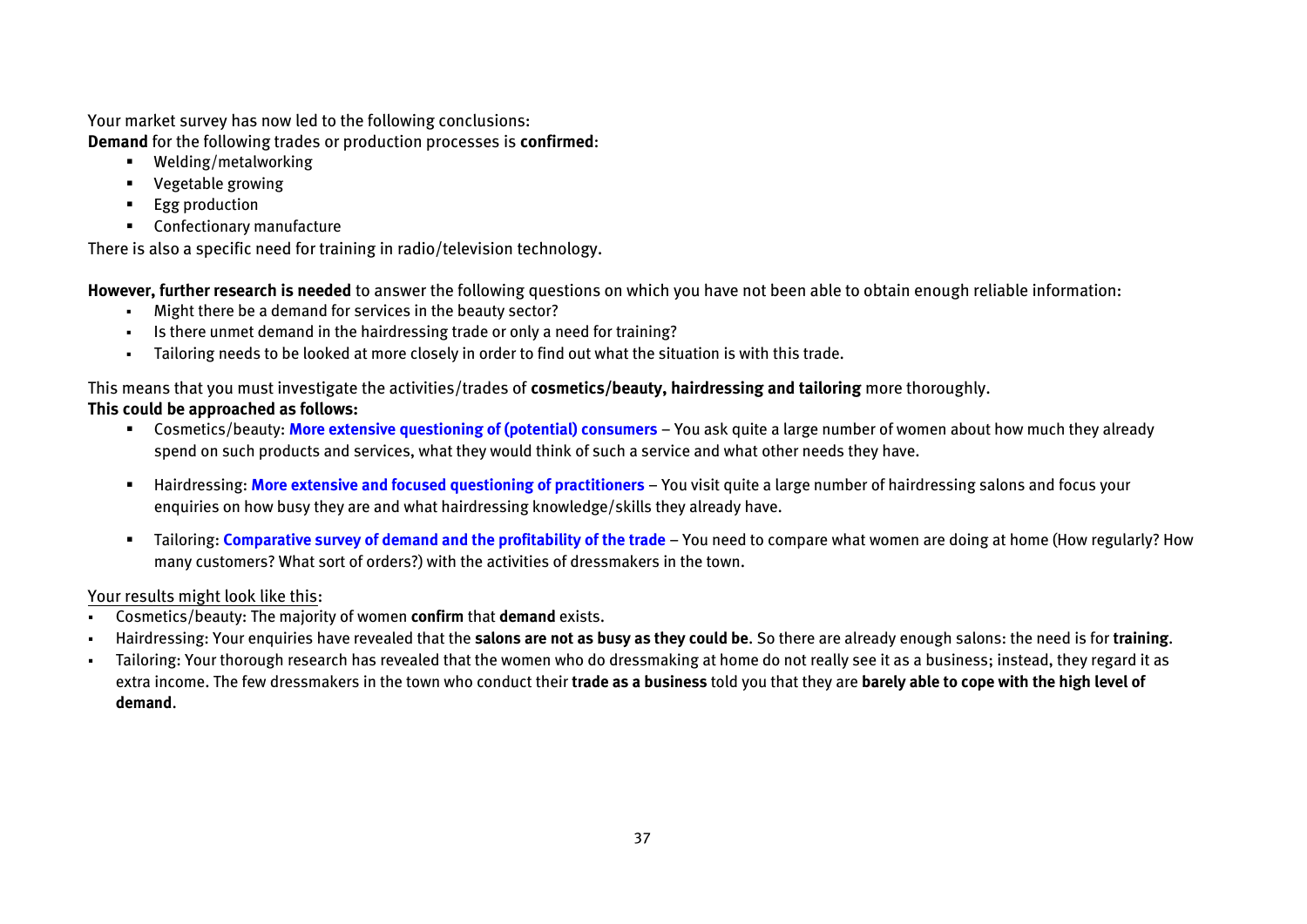Your market survey has now led to the following conclusions:
**Demand** for the following trades or production processes is **confirmed**:

- Welding/metalworking
- Vegetable growing
- Egg production
- Confectionary manufacture

There is also a specific need for training in radio/television technology.

**However, further research is needed** to answer the following questions on which you have not been able to obtain enough reliable information:

- Might there be a demand for services in the beauty sector?
- Is there unmet demand in the hairdressing trade or only a need for training?
- Tailoring needs to be looked at more closely in order to find out what the situation is with this trade.

This means that you must investigate the activities/trades of **cosmetics/beauty, hairdressing and tailoring** more thoroughly.
**This could be approached as follows:**

- Cosmetics/beauty: **More extensive questioning of (potential) consumers** – You ask quite a large number of women about how much they already spend on such products and services, what they would think of such a service and what other needs they have.
- Hairdressing: **More extensive and focused questioning of practitioners** – You visit quite a large number of hairdressing salons and focus your enquiries on how busy they are and what hairdressing knowledge/skills they already have.
- Tailoring: **Comparative survey of demand and the profitability of the trade** – You need to compare what women are doing at home (How regularly? How many customers? What sort of orders?) with the activities of dressmakers in the town.

Your results might look like this:

- Cosmetics/beauty: The majority of women **confirm** that **demand** exists.
- Hairdressing: Your enquiries have revealed that the **salons are not as busy as they could be**. So there are already enough salons: the need is for **training**.
- Tailoring: Your thorough research has revealed that the women who do dressmaking at home do not really see it as a business; instead, they regard it as extra income. The few dressmakers in the town who conduct their **trade as a business** told you that they are **barely able to cope with the high level of demand**.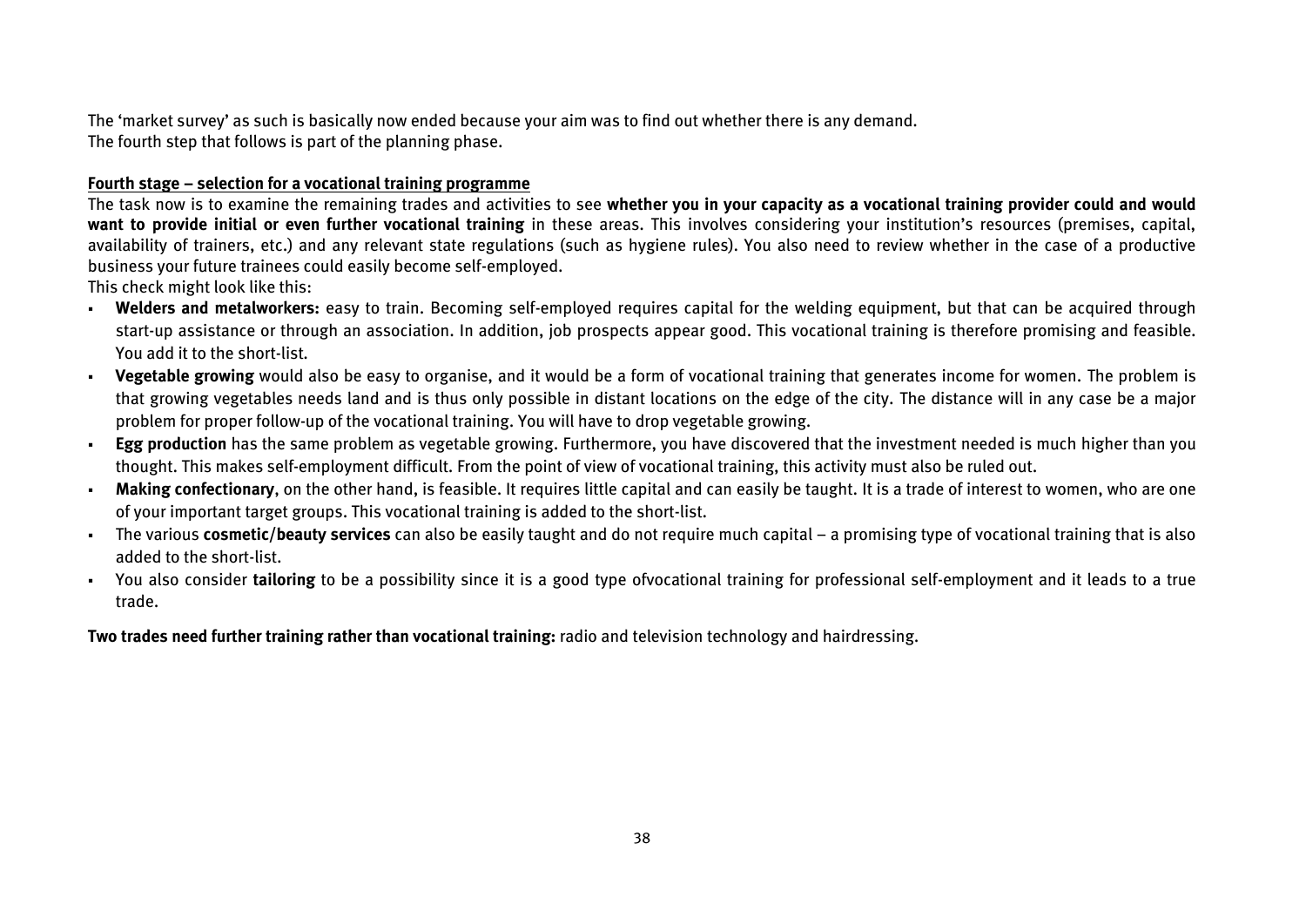The 'market survey' as such is basically now ended because your aim was to find out whether there is any demand.
The fourth step that follows is part of the planning phase.

**Fourth stage – selection for a vocational training programme**

The task now is to examine the remaining trades and activities to see **whether you in your capacity as a vocational training provider could and would want to provide initial or even further vocational training** in these areas. This involves considering your institution's resources (premises, capital, availability of trainers, etc.) and any relevant state regulations (such as hygiene rules). You also need to review whether in the case of a productive business your future trainees could easily become self-employed.
This check might look like this:

- **Welders and metalworkers:** easy to train. Becoming self-employed requires capital for the welding equipment, but that can be acquired through start-up assistance or through an association. In addition, job prospects appear good. This vocational training is therefore promising and feasible. You add it to the short-list.
- **Vegetable growing** would also be easy to organise, and it would be a form of vocational training that generates income for women. The problem is that growing vegetables needs land and is thus only possible in distant locations on the edge of the city. The distance will in any case be a major problem for proper follow-up of the vocational training. You will have to drop vegetable growing.
- **Egg production** has the same problem as vegetable growing. Furthermore, you have discovered that the investment needed is much higher than you thought. This makes self-employment difficult. From the point of view of vocational training, this activity must also be ruled out.
- **Making confectionary**, on the other hand, is feasible. It requires little capital and can easily be taught. It is a trade of interest to women, who are one of your important target groups. This vocational training is added to the short-list.
- The various **cosmetic/beauty services** can also be easily taught and do not require much capital – a promising type of vocational training that is also added to the short-list.
- You also consider **tailoring** to be a possibility since it is a good type ofvocational training for professional self-employment and it leads to a true trade.

**Two trades need further training rather than vocational training:** radio and television technology and hairdressing.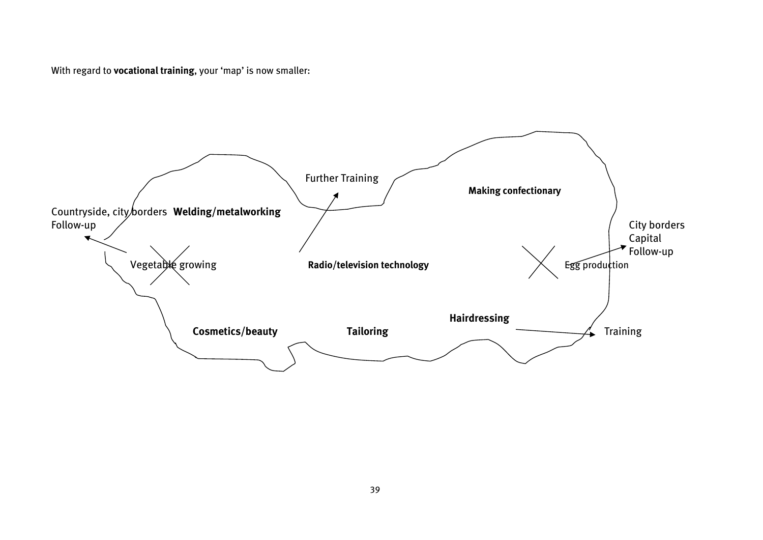With regard to **vocational training**, your 'map' is now smaller:

Further Training

**Making confectionary**

Countryside, city borders
Follow-up

**Welding/metalworking**

City borders
Capital
Follow-up

Vegetable growing

**Radio/television technology**

Egg production

**Hairdressing**

**Cosmetics/beauty**

**Tailoring**

Training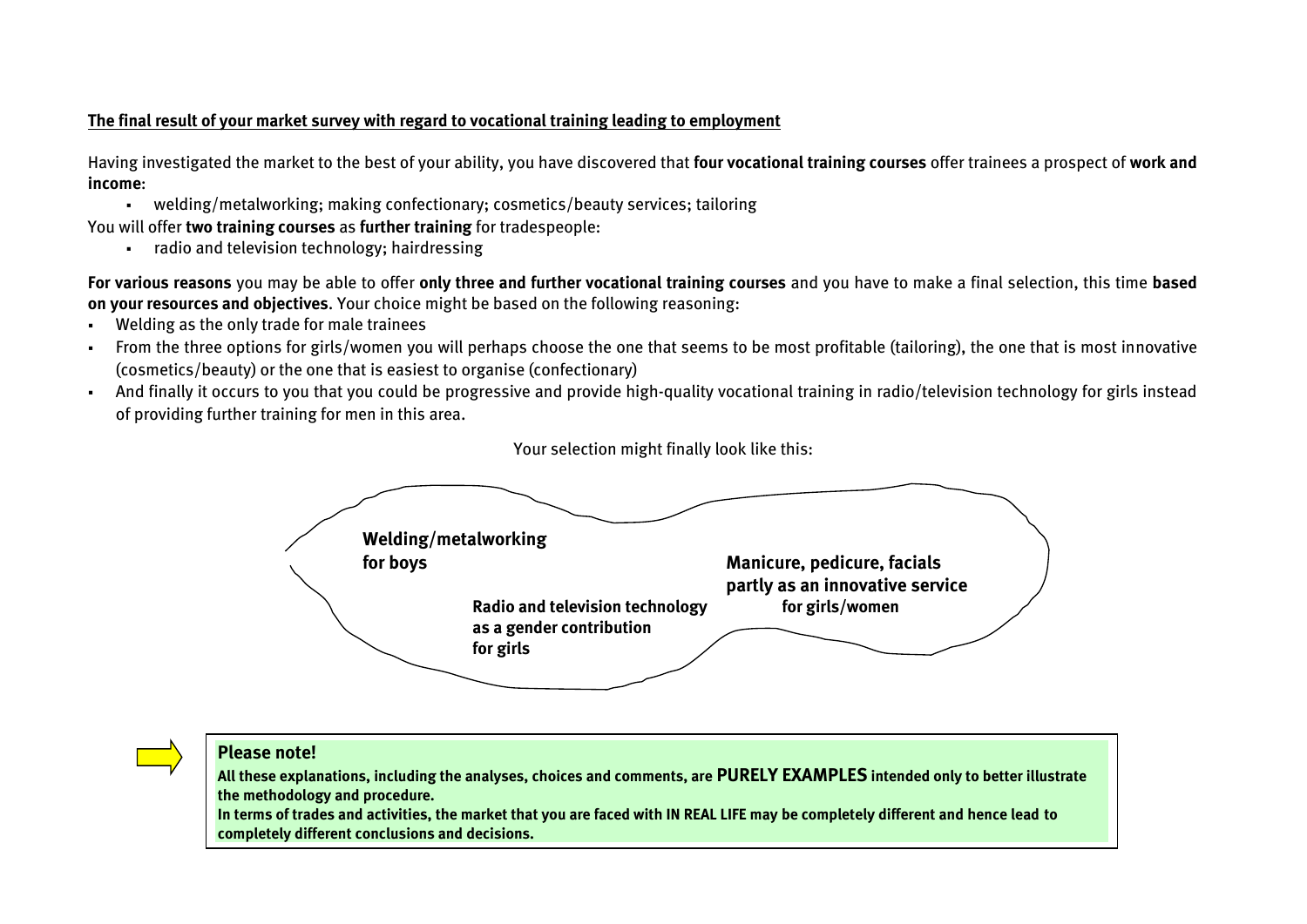**The final result of your market survey with regard to vocational training leading to employment**

Having investigated the market to the best of your ability, you have discovered that **four vocational training courses** offer trainees a prospect of **work and income**:

- welding/metalworking; making confectionary; cosmetics/beauty services; tailoring

You will offer **two training courses** as **further training** for tradespeople:

- radio and television technology; hairdressing

**For various reasons** you may be able to offer **only three and further vocational training courses** and you have to make a final selection, this time **based on your resources and objectives**. Your choice might be based on the following reasoning:

- Welding as the only trade for male trainees
- From the three options for girls/women you will perhaps choose the one that seems to be most profitable (tailoring), the one that is most innovative (cosmetics/beauty) or the one that is easiest to organise (confectionary)
- And finally it occurs to you that you could be progressive and provide high-quality vocational training in radio/television technology for girls instead of providing further training for men in this area.

Your selection might finally look like this:

**Welding/metalworking for boys**

**Radio and television technology as a gender contribution for girls**

**Manicure, pedicure, facials partly as an innovative service for girls/women**

**Please note!**

**All these explanations, including the analyses, choices and comments, are PURELY EXAMPLES intended only to better illustrate the methodology and procedure.**

**In terms of trades and activities, the market that you are faced with IN REAL LIFE may be completely different and hence lead to completely different conclusions and decisions.**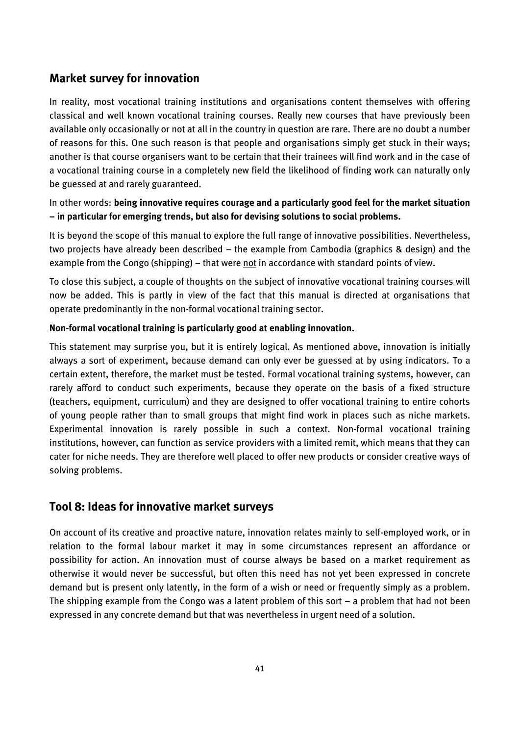## Market survey for innovation

In reality, most vocational training institutions and organisations content themselves with offering classical and well known vocational training courses. Really new courses that have previously been available only occasionally or not at all in the country in question are rare. There are no doubt a number of reasons for this. One such reason is that people and organisations simply get stuck in their ways; another is that course organisers want to be certain that their trainees will find work and in the case of a vocational training course in a completely new field the likelihood of finding work can naturally only be guessed at and rarely guaranteed.

In other words: **being innovative requires courage and a particularly good feel for the market situation – in particular for emerging trends, but also for devising solutions to social problems.**

It is beyond the scope of this manual to explore the full range of innovative possibilities. Nevertheless, two projects have already been described – the example from Cambodia (graphics & design) and the example from the Congo (shipping) – that were <u>not</u> in accordance with standard points of view.

To close this subject, a couple of thoughts on the subject of innovative vocational training courses will now be added. This is partly in view of the fact that this manual is directed at organisations that operate predominantly in the non-formal vocational training sector.

**Non-formal vocational training is particularly good at enabling innovation.**

This statement may surprise you, but it is entirely logical. As mentioned above, innovation is initially always a sort of experiment, because demand can only ever be guessed at by using indicators. To a certain extent, therefore, the market must be tested. Formal vocational training systems, however, can rarely afford to conduct such experiments, because they operate on the basis of a fixed structure (teachers, equipment, curriculum) and they are designed to offer vocational training to entire cohorts of young people rather than to small groups that might find work in places such as niche markets. Experimental innovation is rarely possible in such a context. Non-formal vocational training institutions, however, can function as service providers with a limited remit, which means that they can cater for niche needs. They are therefore well placed to offer new products or consider creative ways of solving problems.

## Tool 8: Ideas for innovative market surveys

On account of its creative and proactive nature, innovation relates mainly to self-employed work, or in relation to the formal labour market it may in some circumstances represent an affordance or possibility for action. An innovation must of course always be based on a market requirement as otherwise it would never be successful, but often this need has not yet been expressed in concrete demand but is present only latently, in the form of a wish or need or frequently simply as a problem. The shipping example from the Congo was a latent problem of this sort – a problem that had not been expressed in any concrete demand but that was nevertheless in urgent need of a solution.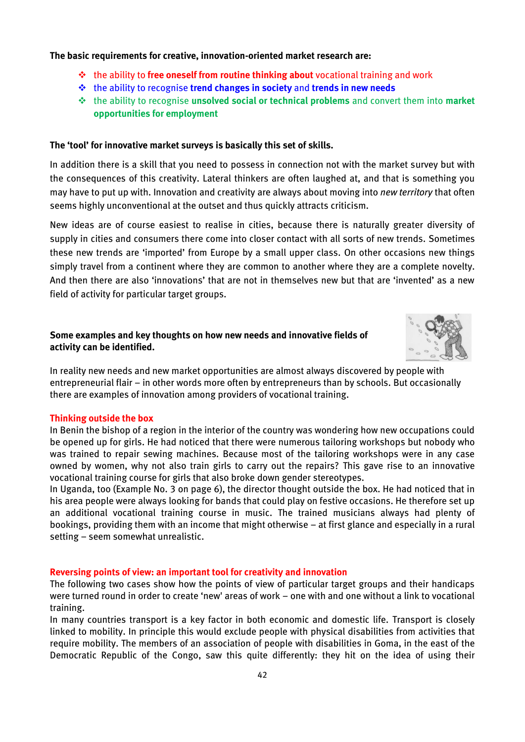**The basic requirements for creative, innovation-oriented market research are:**

- the ability to **free oneself from routine thinking about** vocational training and work
- the ability to recognise **trend changes in society** and **trends in new needs**
- the ability to recognise **unsolved social or technical problems** and convert them into **market opportunities for employment**

**The 'tool' for innovative market surveys is basically this set of skills.**

In addition there is a skill that you need to possess in connection not with the market survey but with the consequences of this creativity. Lateral thinkers are often laughed at, and that is something you may have to put up with. Innovation and creativity are always about moving into *new territory* that often seems highly unconventional at the outset and thus quickly attracts criticism.

New ideas are of course easiest to realise in cities, because there is naturally greater diversity of supply in cities and consumers there come into closer contact with all sorts of new trends. Sometimes these new trends are 'imported' from Europe by a small upper class. On other occasions new things simply travel from a continent where they are common to another where they are a complete novelty. And then there are also 'innovations' that are not in themselves new but that are 'invented' as a new field of activity for particular target groups.

**Some examples and key thoughts on how new needs and innovative fields of activity can be identified.**

In reality new needs and new market opportunities are almost always discovered by people with entrepreneurial flair – in other words more often by entrepreneurs than by schools. But occasionally there are examples of innovation among providers of vocational training.

**Thinking outside the box**

In Benin the bishop of a region in the interior of the country was wondering how new occupations could be opened up for girls. He had noticed that there were numerous tailoring workshops but nobody who was trained to repair sewing machines. Because most of the tailoring workshops were in any case owned by women, why not also train girls to carry out the repairs? This gave rise to an innovative vocational training course for girls that also broke down gender stereotypes.

In Uganda, too (Example No. 3 on page 6), the director thought outside the box. He had noticed that in his area people were always looking for bands that could play on festive occasions. He therefore set up an additional vocational training course in music. The trained musicians always had plenty of bookings, providing them with an income that might otherwise – at first glance and especially in a rural setting – seem somewhat unrealistic.

**Reversing points of view: an important tool for creativity and innovation**

The following two cases show how the points of view of particular target groups and their handicaps were turned round in order to create 'new' areas of work – one with and one without a link to vocational training.

In many countries transport is a key factor in both economic and domestic life. Transport is closely linked to mobility. In principle this would exclude people with physical disabilities from activities that require mobility. The members of an association of people with disabilities in Goma, in the east of the Democratic Republic of the Congo, saw this quite differently: they hit on the idea of using their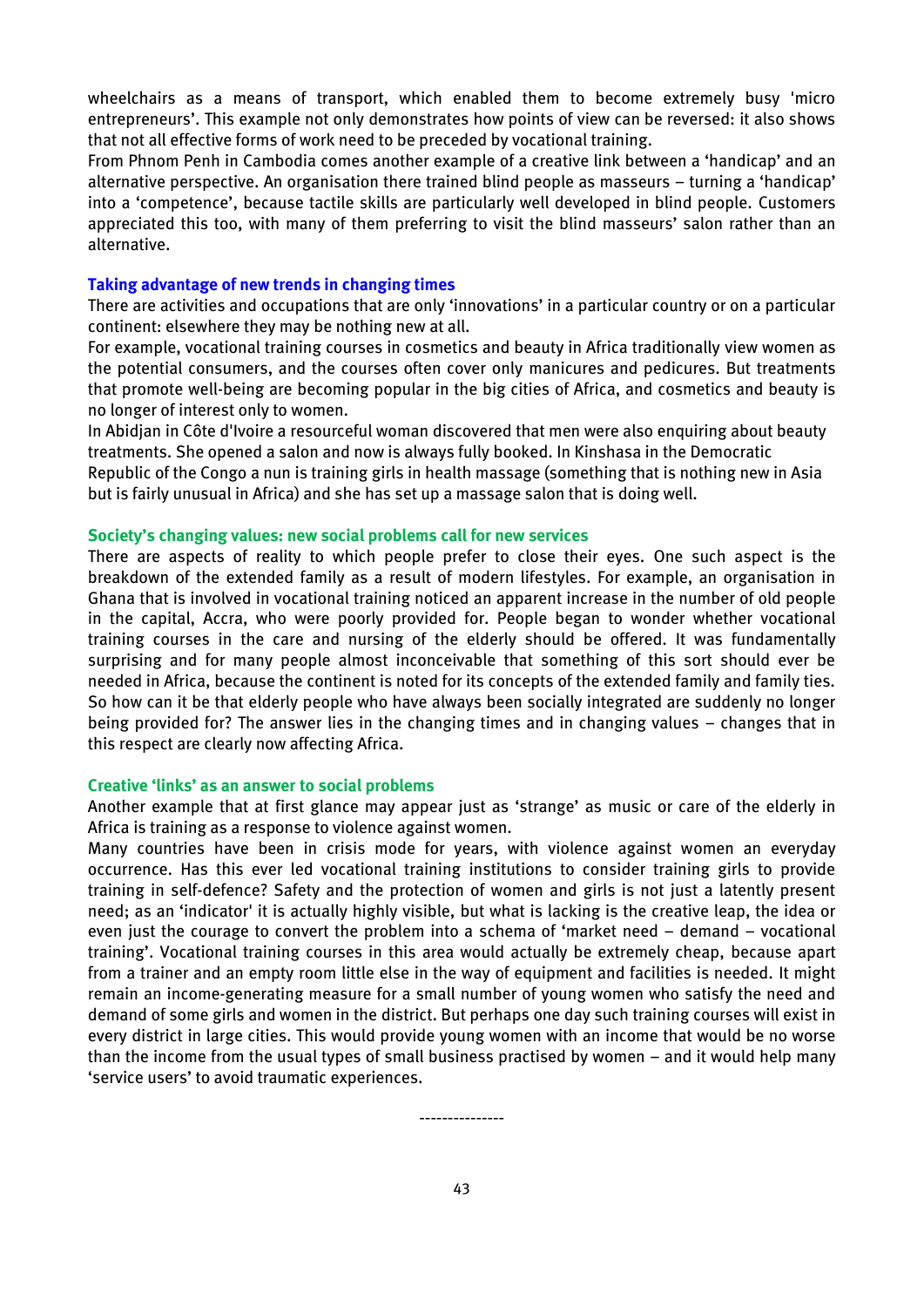wheelchairs as a means of transport, which enabled them to become extremely busy 'micro entrepreneurs'. This example not only demonstrates how points of view can be reversed: it also shows that not all effective forms of work need to be preceded by vocational training.
From Phnom Penh in Cambodia comes another example of a creative link between a 'handicap' and an alternative perspective. An organisation there trained blind people as masseurs – turning a 'handicap' into a 'competence', because tactile skills are particularly well developed in blind people. Customers appreciated this too, with many of them preferring to visit the blind masseurs' salon rather than an alternative.

### Taking advantage of new trends in changing times

There are activities and occupations that are only 'innovations' in a particular country or on a particular continent: elsewhere they may be nothing new at all.
For example, vocational training courses in cosmetics and beauty in Africa traditionally view women as the potential consumers, and the courses often cover only manicures and pedicures. But treatments that promote well-being are becoming popular in the big cities of Africa, and cosmetics and beauty is no longer of interest only to women.
In Abidjan in Côte d'Ivoire a resourceful woman discovered that men were also enquiring about beauty treatments. She opened a salon and now is always fully booked. In Kinshasa in the Democratic Republic of the Congo a nun is training girls in health massage (something that is nothing new in Asia but is fairly unusual in Africa) and she has set up a massage salon that is doing well.

### Society's changing values: new social problems call for new services

There are aspects of reality to which people prefer to close their eyes. One such aspect is the breakdown of the extended family as a result of modern lifestyles. For example, an organisation in Ghana that is involved in vocational training noticed an apparent increase in the number of old people in the capital, Accra, who were poorly provided for. People began to wonder whether vocational training courses in the care and nursing of the elderly should be offered. It was fundamentally surprising and for many people almost inconceivable that something of this sort should ever be needed in Africa, because the continent is noted for its concepts of the extended family and family ties. So how can it be that elderly people who have always been socially integrated are suddenly no longer being provided for? The answer lies in the changing times and in changing values – changes that in this respect are clearly now affecting Africa.

### Creative 'links' as an answer to social problems

Another example that at first glance may appear just as 'strange' as music or care of the elderly in Africa is training as a response to violence against women.
Many countries have been in crisis mode for years, with violence against women an everyday occurrence. Has this ever led vocational training institutions to consider training girls to provide training in self-defence? Safety and the protection of women and girls is not just a latently present need; as an 'indicator' it is actually highly visible, but what is lacking is the creative leap, the idea or even just the courage to convert the problem into a schema of 'market need – demand – vocational training'. Vocational training courses in this area would actually be extremely cheap, because apart from a trainer and an empty room little else in the way of equipment and facilities is needed. It might remain an income-generating measure for a small number of young women who satisfy the need and demand of some girls and women in the district. But perhaps one day such training courses will exist in every district in large cities. This would provide young women with an income that would be no worse than the income from the usual types of small business practised by women – and it would help many 'service users' to avoid traumatic experiences.

---------------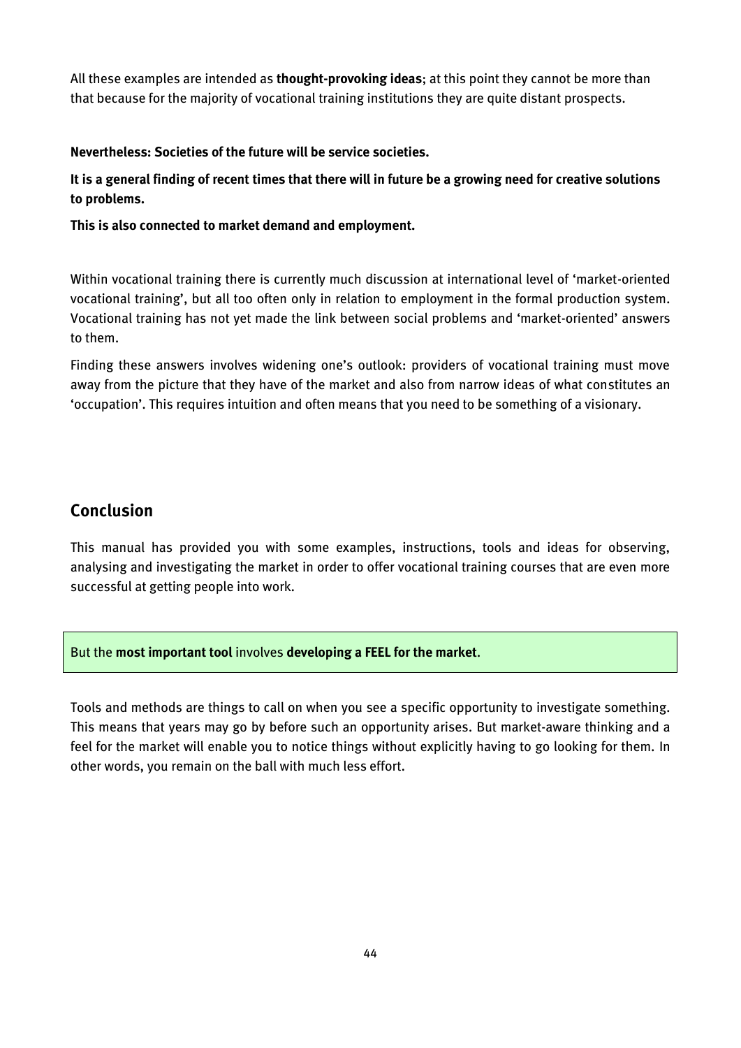All these examples are intended as **thought-provoking ideas**; at this point they cannot be more than that because for the majority of vocational training institutions they are quite distant prospects.

**Nevertheless: Societies of the future will be service societies.**

**It is a general finding of recent times that there will in future be a growing need for creative solutions to problems.**

**This is also connected to market demand and employment.**

Within vocational training there is currently much discussion at international level of 'market-oriented vocational training', but all too often only in relation to employment in the formal production system. Vocational training has not yet made the link between social problems and 'market-oriented' answers to them.

Finding these answers involves widening one's outlook: providers of vocational training must move away from the picture that they have of the market and also from narrow ideas of what constitutes an 'occupation'. This requires intuition and often means that you need to be something of a visionary.

## Conclusion

This manual has provided you with some examples, instructions, tools and ideas for observing, analysing and investigating the market in order to offer vocational training courses that are even more successful at getting people into work.

But the **most important tool** involves **developing a FEEL for the market**.

Tools and methods are things to call on when you see a specific opportunity to investigate something. This means that years may go by before such an opportunity arises. But market-aware thinking and a feel for the market will enable you to notice things without explicitly having to go looking for them. In other words, you remain on the ball with much less effort.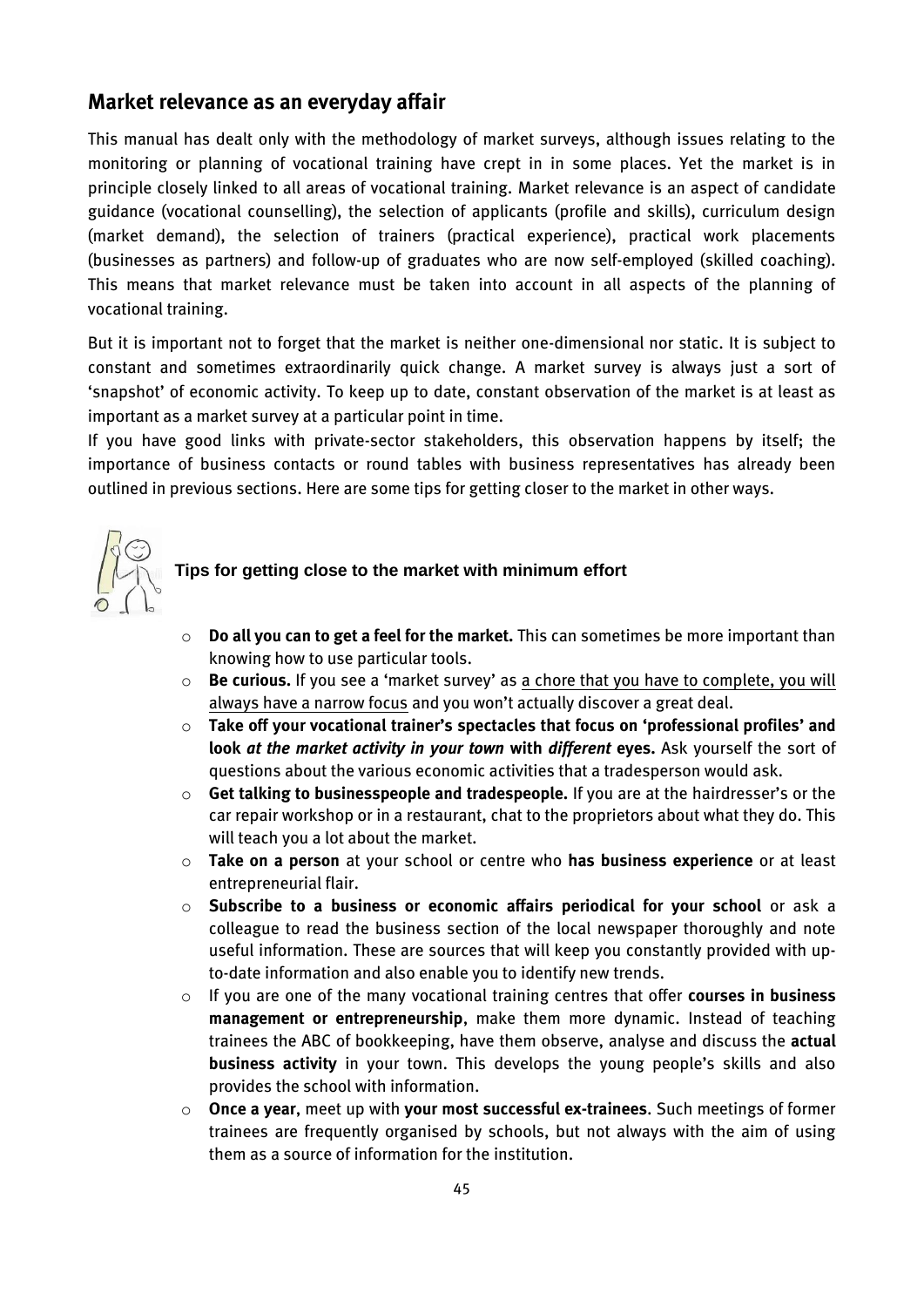## Market relevance as an everyday affair

This manual has dealt only with the methodology of market surveys, although issues relating to the monitoring or planning of vocational training have crept in in some places. Yet the market is in principle closely linked to all areas of vocational training. Market relevance is an aspect of candidate guidance (vocational counselling), the selection of applicants (profile and skills), curriculum design (market demand), the selection of trainers (practical experience), practical work placements (businesses as partners) and follow-up of graduates who are now self-employed (skilled coaching). This means that market relevance must be taken into account in all aspects of the planning of vocational training.

But it is important not to forget that the market is neither one-dimensional nor static. It is subject to constant and sometimes extraordinarily quick change. A market survey is always just a sort of 'snapshot' of economic activity. To keep up to date, constant observation of the market is at least as important as a market survey at a particular point in time.

If you have good links with private-sector stakeholders, this observation happens by itself; the importance of business contacts or round tables with business representatives has already been outlined in previous sections. Here are some tips for getting closer to the market in other ways.

**Tips for getting close to the market with minimum effort**

- **Do all you can to get a feel for the market.** This can sometimes be more important than knowing how to use particular tools.
- **Be curious.** If you see a 'market survey' as a chore that you have to complete, you will always have a narrow focus and you won't actually discover a great deal.
- **Take off your vocational trainer's spectacles that focus on 'professional profiles' and look *at the market activity in your town* with *different* eyes.** Ask yourself the sort of questions about the various economic activities that a tradesperson would ask.
- **Get talking to businesspeople and tradespeople.** If you are at the hairdresser's or the car repair workshop or in a restaurant, chat to the proprietors about what they do. This will teach you a lot about the market.
- **Take on a person** at your school or centre who **has business experience** or at least entrepreneurial flair.
- **Subscribe to a business or economic affairs periodical for your school** or ask a colleague to read the business section of the local newspaper thoroughly and note useful information. These are sources that will keep you constantly provided with up-to-date information and also enable you to identify new trends.
- If you are one of the many vocational training centres that offer **courses in business management or entrepreneurship**, make them more dynamic. Instead of teaching trainees the ABC of bookkeeping, have them observe, analyse and discuss the **actual business activity** in your town. This develops the young people's skills and also provides the school with information.
- **Once a year**, meet up with **your most successful ex-trainees**. Such meetings of former trainees are frequently organised by schools, but not always with the aim of using them as a source of information for the institution.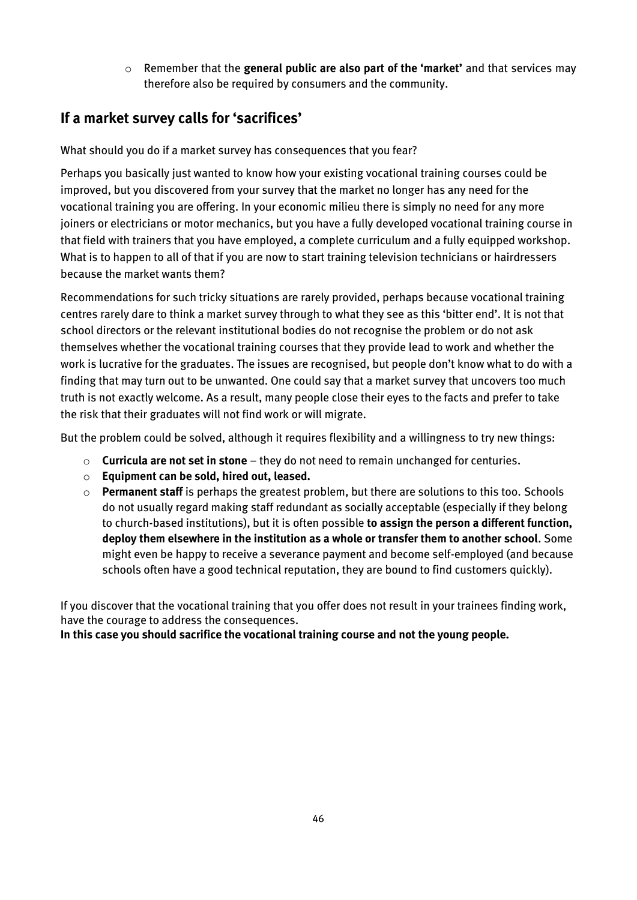- Remember that the **general public are also part of the 'market'** and that services may therefore also be required by consumers and the community.

## If a market survey calls for 'sacrifices'

What should you do if a market survey has consequences that you fear?

Perhaps you basically just wanted to know how your existing vocational training courses could be improved, but you discovered from your survey that the market no longer has any need for the vocational training you are offering. In your economic milieu there is simply no need for any more joiners or electricians or motor mechanics, but you have a fully developed vocational training course in that field with trainers that you have employed, a complete curriculum and a fully equipped workshop. What is to happen to all of that if you are now to start training television technicians or hairdressers because the market wants them?

Recommendations for such tricky situations are rarely provided, perhaps because vocational training centres rarely dare to think a market survey through to what they see as this 'bitter end'. It is not that school directors or the relevant institutional bodies do not recognise the problem or do not ask themselves whether the vocational training courses that they provide lead to work and whether the work is lucrative for the graduates. The issues are recognised, but people don't know what to do with a finding that may turn out to be unwanted. One could say that a market survey that uncovers too much truth is not exactly welcome. As a result, many people close their eyes to the facts and prefer to take the risk that their graduates will not find work or will migrate.

But the problem could be solved, although it requires flexibility and a willingness to try new things:

- **Curricula are not set in stone** – they do not need to remain unchanged for centuries.
- **Equipment can be sold, hired out, leased.**
- **Permanent staff** is perhaps the greatest problem, but there are solutions to this too. Schools do not usually regard making staff redundant as socially acceptable (especially if they belong to church-based institutions), but it is often possible **to assign the person a different function, deploy them elsewhere in the institution as a whole or transfer them to another school**. Some might even be happy to receive a severance payment and become self-employed (and because schools often have a good technical reputation, they are bound to find customers quickly).

If you discover that the vocational training that you offer does not result in your trainees finding work, have the courage to address the consequences.
**In this case you should sacrifice the vocational training course and not the young people.**